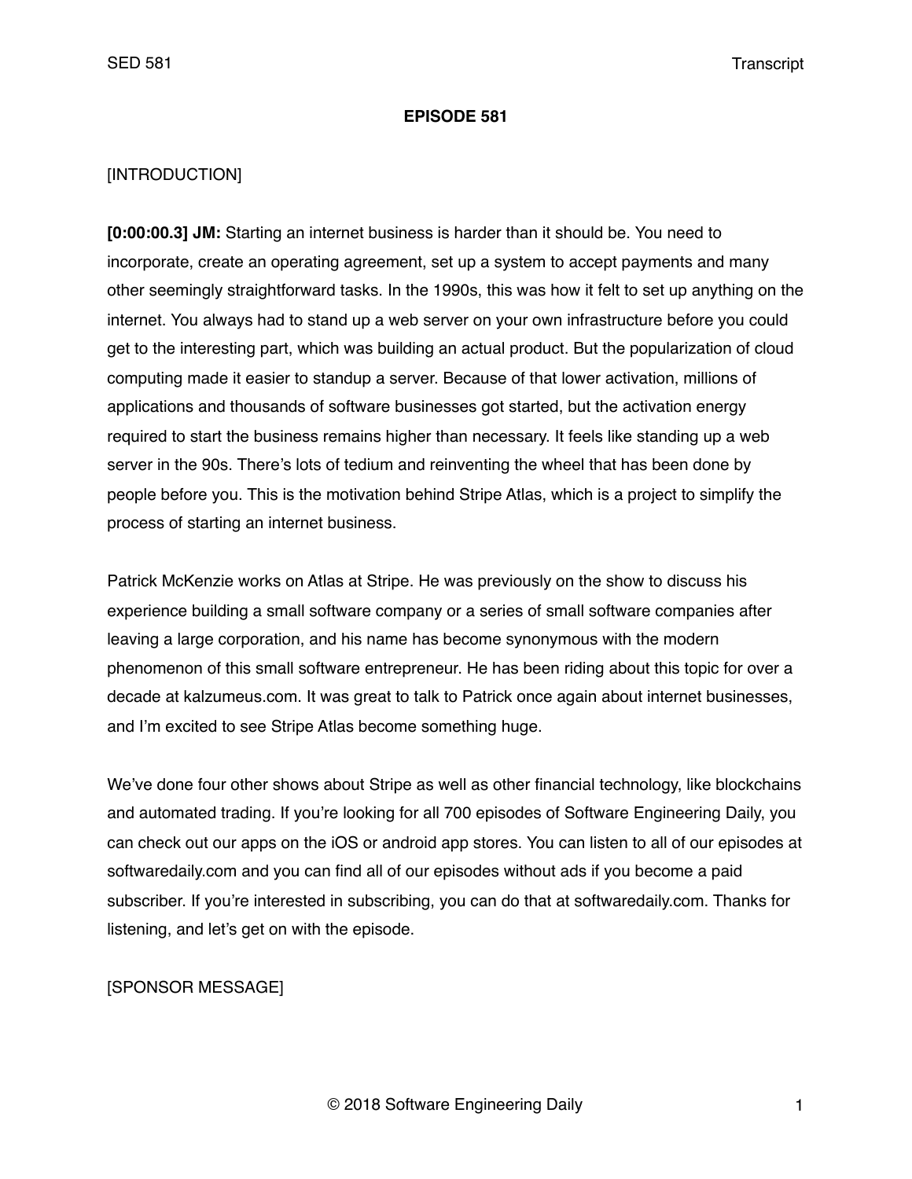**EPISODE 581**

[INTRODUCTION]

**[0:00:00.3] JM:** Starting an internet business is harder than it should be. You need to incorporate, create an operating agreement, set up a system to accept payments and many other seemingly straightforward tasks. In the 1990s, this was how it felt to set up anything on the internet. You always had to stand up a web server on your own infrastructure before you could get to the interesting part, which was building an actual product. But the popularization of cloud computing made it easier to standup a server. Because of that lower activation, millions of applications and thousands of software businesses got started, but the activation energy required to start the business remains higher than necessary. It feels like standing up a web server in the 90s. There's lots of tedium and reinventing the wheel that has been done by people before you. This is the motivation behind Stripe Atlas, which is a project to simplify the process of starting an internet business.

Patrick McKenzie works on Atlas at Stripe. He was previously on the show to discuss his experience building a small software company or a series of small software companies after leaving a large corporation, and his name has become synonymous with the modern phenomenon of this small software entrepreneur. He has been riding about this topic for over a decade at kalzumeus.com. It was great to talk to Patrick once again about internet businesses, and I'm excited to see Stripe Atlas become something huge.

We've done four other shows about Stripe as well as other financial technology, like blockchains and automated trading. If you're looking for all 700 episodes of Software Engineering Daily, you can check out our apps on the iOS or android app stores. You can listen to all of our episodes at softwaredaily.com and you can find all of our episodes without ads if you become a paid subscriber. If you're interested in subscribing, you can do that at softwaredaily.com. Thanks for listening, and let's get on with the episode.

[SPONSOR MESSAGE]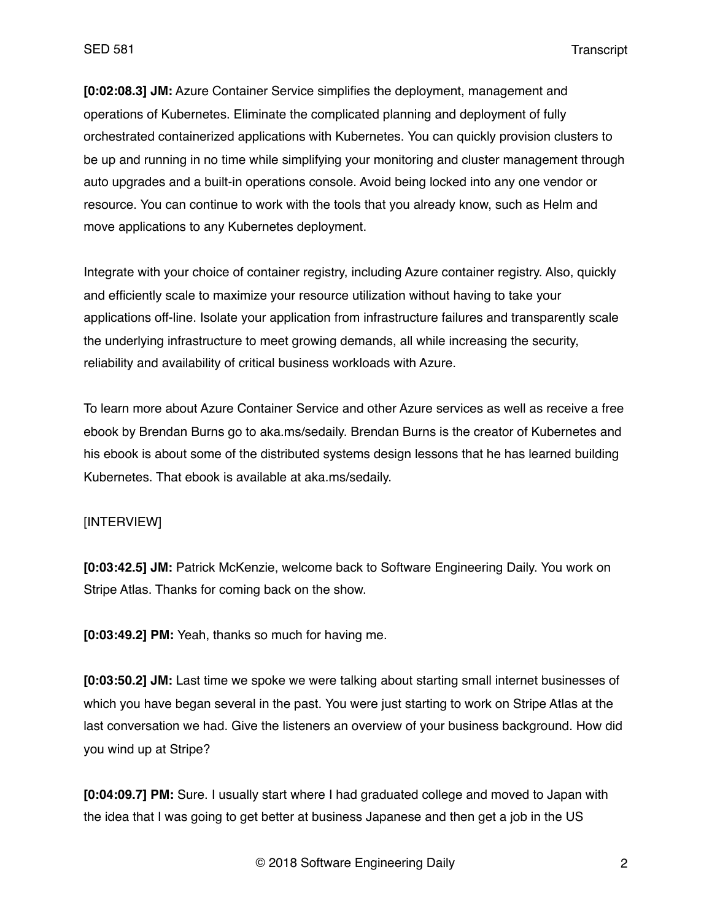**[0:02:08.3] JM:** Azure Container Service simplifies the deployment, management and operations of Kubernetes. Eliminate the complicated planning and deployment of fully orchestrated containerized applications with Kubernetes. You can quickly provision clusters to be up and running in no time while simplifying your monitoring and cluster management through auto upgrades and a built-in operations console. Avoid being locked into any one vendor or resource. You can continue to work with the tools that you already know, such as Helm and move applications to any Kubernetes deployment.

Integrate with your choice of container registry, including Azure container registry. Also, quickly and efficiently scale to maximize your resource utilization without having to take your applications off-line. Isolate your application from infrastructure failures and transparently scale the underlying infrastructure to meet growing demands, all while increasing the security, reliability and availability of critical business workloads with Azure.

To learn more about Azure Container Service and other Azure services as well as receive a free ebook by Brendan Burns go to aka.ms/sedaily. Brendan Burns is the creator of Kubernetes and his ebook is about some of the distributed systems design lessons that he has learned building Kubernetes. That ebook is available at aka.ms/sedaily.

[INTERVIEW]

**[0:03:42.5] JM:** Patrick McKenzie, welcome back to Software Engineering Daily. You work on Stripe Atlas. Thanks for coming back on the show.

**[0:03:49.2] PM:** Yeah, thanks so much for having me.

**[0:03:50.2] JM:** Last time we spoke we were talking about starting small internet businesses of which you have began several in the past. You were just starting to work on Stripe Atlas at the last conversation we had. Give the listeners an overview of your business background. How did you wind up at Stripe?

**[0:04:09.7] PM:** Sure. I usually start where I had graduated college and moved to Japan with the idea that I was going to get better at business Japanese and then get a job in the US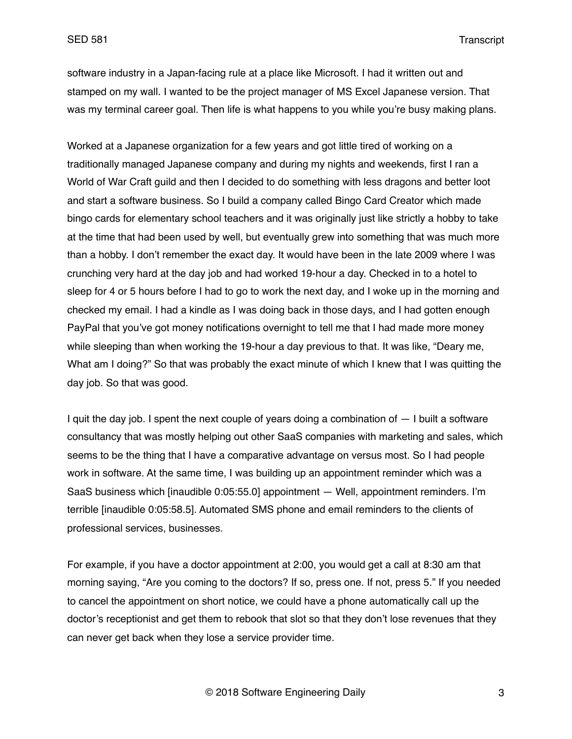software industry in a Japan-facing rule at a place like Microsoft. I had it written out and stamped on my wall. I wanted to be the project manager of MS Excel Japanese version. That was my terminal career goal. Then life is what happens to you while you're busy making plans.

Worked at a Japanese organization for a few years and got little tired of working on a traditionally managed Japanese company and during my nights and weekends, first I ran a World of War Craft guild and then I decided to do something with less dragons and better loot and start a software business. So I build a company called Bingo Card Creator which made bingo cards for elementary school teachers and it was originally just like strictly a hobby to take at the time that had been used by well, but eventually grew into something that was much more than a hobby. I don't remember the exact day. It would have been in the late 2009 where I was crunching very hard at the day job and had worked 19-hour a day. Checked in to a hotel to sleep for 4 or 5 hours before I had to go to work the next day, and I woke up in the morning and checked my email. I had a kindle as I was doing back in those days, and I had gotten enough PayPal that you've got money notifications overnight to tell me that I had made more money while sleeping than when working the 19-hour a day previous to that. It was like, "Deary me, What am I doing?" So that was probably the exact minute of which I knew that I was quitting the day job. So that was good.

I quit the day job. I spent the next couple of years doing a combination of — I built a software consultancy that was mostly helping out other SaaS companies with marketing and sales, which seems to be the thing that I have a comparative advantage on versus most. So I had people work in software. At the same time, I was building up an appointment reminder which was a SaaS business which [inaudible 0:05:55.0] appointment — Well, appointment reminders. I'm terrible [inaudible 0:05:58.5]. Automated SMS phone and email reminders to the clients of professional services, businesses.

For example, if you have a doctor appointment at 2:00, you would get a call at 8:30 am that morning saying, "Are you coming to the doctors? If so, press one. If not, press 5." If you needed to cancel the appointment on short notice, we could have a phone automatically call up the doctor's receptionist and get them to rebook that slot so that they don't lose revenues that they can never get back when they lose a service provider time.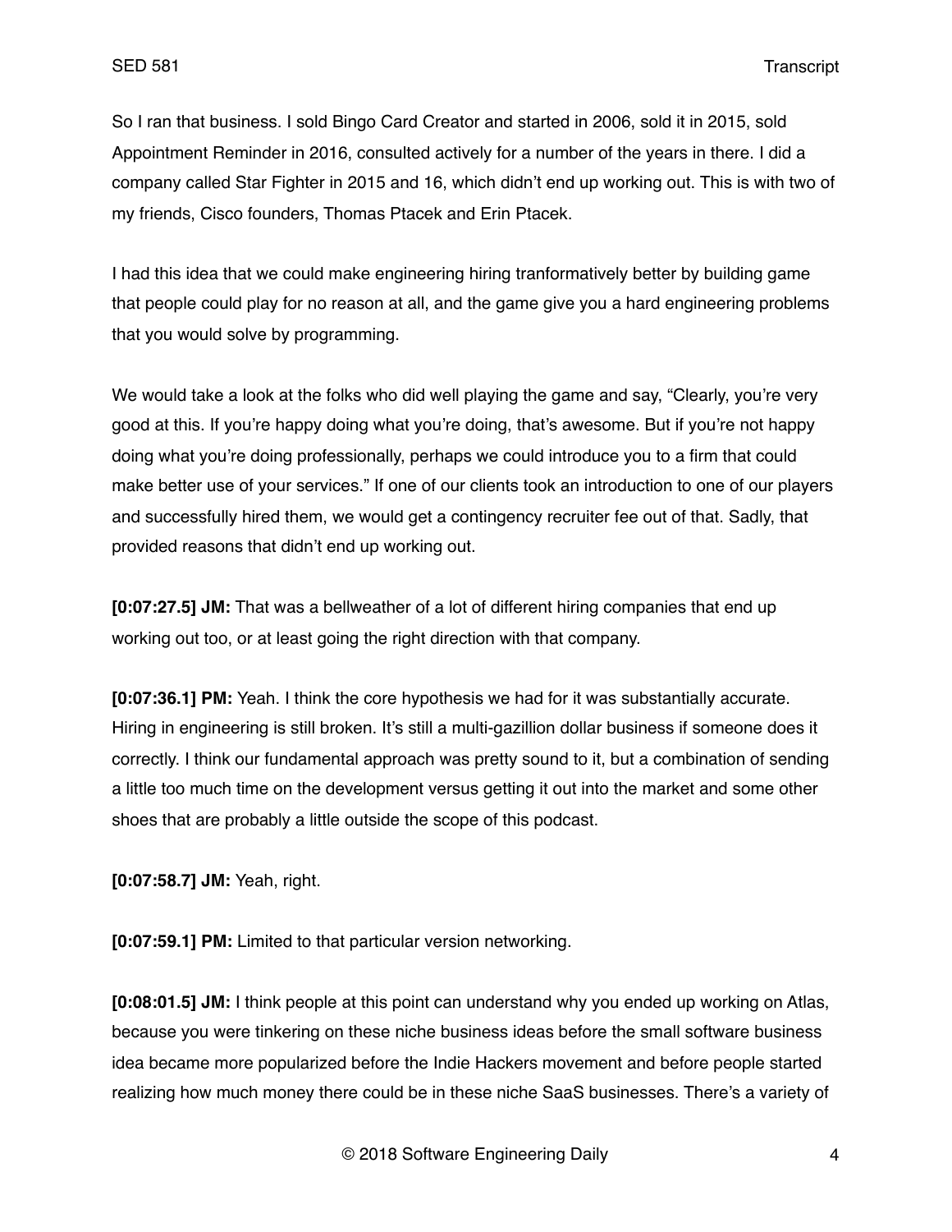So I ran that business. I sold Bingo Card Creator and started in 2006, sold it in 2015, sold Appointment Reminder in 2016, consulted actively for a number of the years in there. I did a company called Star Fighter in 2015 and 16, which didn't end up working out. This is with two of my friends, Cisco founders, Thomas Ptacek and Erin Ptacek.

I had this idea that we could make engineering hiring tranformatively better by building game that people could play for no reason at all, and the game give you a hard engineering problems that you would solve by programming.

We would take a look at the folks who did well playing the game and say, "Clearly, you're very good at this. If you're happy doing what you're doing, that's awesome. But if you're not happy doing what you're doing professionally, perhaps we could introduce you to a firm that could make better use of your services." If one of our clients took an introduction to one of our players and successfully hired them, we would get a contingency recruiter fee out of that. Sadly, that provided reasons that didn't end up working out.

**[0:07:27.5] JM:** That was a bellweather of a lot of different hiring companies that end up working out too, or at least going the right direction with that company.

**[0:07:36.1] PM:** Yeah. I think the core hypothesis we had for it was substantially accurate. Hiring in engineering is still broken. It's still a multi-gazillion dollar business if someone does it correctly. I think our fundamental approach was pretty sound to it, but a combination of sending a little too much time on the development versus getting it out into the market and some other shoes that are probably a little outside the scope of this podcast.

**[0:07:58.7] JM:** Yeah, right.

**[0:07:59.1] PM:** Limited to that particular version networking.

**[0:08:01.5] JM:** I think people at this point can understand why you ended up working on Atlas, because you were tinkering on these niche business ideas before the small software business idea became more popularized before the Indie Hackers movement and before people started realizing how much money there could be in these niche SaaS businesses. There's a variety of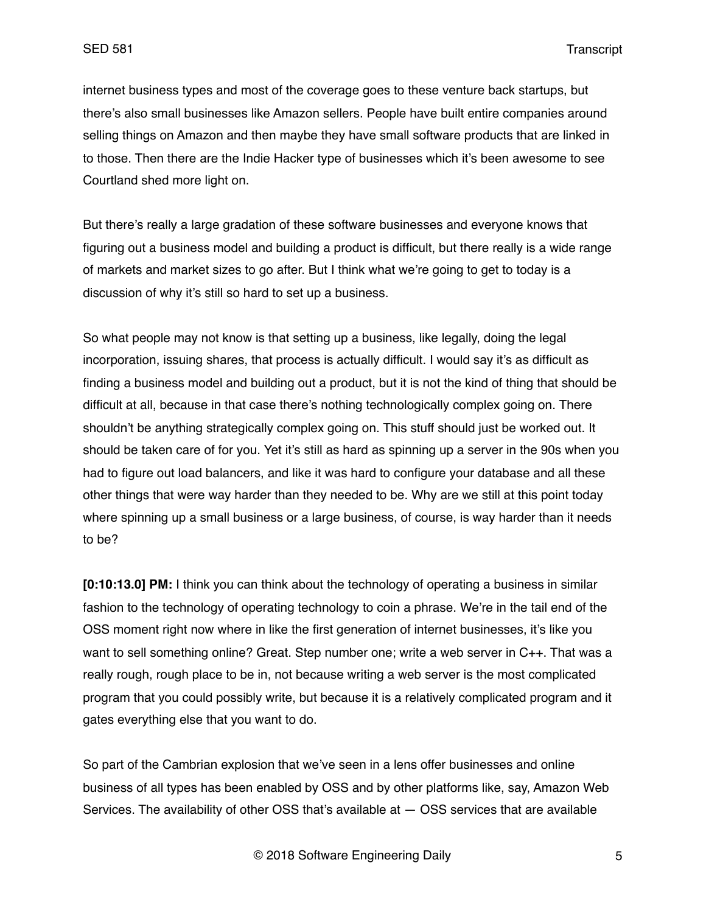internet business types and most of the coverage goes to these venture back startups, but there's also small businesses like Amazon sellers. People have built entire companies around selling things on Amazon and then maybe they have small software products that are linked in to those. Then there are the Indie Hacker type of businesses which it's been awesome to see Courtland shed more light on.

But there's really a large gradation of these software businesses and everyone knows that figuring out a business model and building a product is difficult, but there really is a wide range of markets and market sizes to go after. But I think what we're going to get to today is a discussion of why it's still so hard to set up a business.

So what people may not know is that setting up a business, like legally, doing the legal incorporation, issuing shares, that process is actually difficult. I would say it's as difficult as finding a business model and building out a product, but it is not the kind of thing that should be difficult at all, because in that case there's nothing technologically complex going on. There shouldn't be anything strategically complex going on. This stuff should just be worked out. It should be taken care of for you. Yet it's still as hard as spinning up a server in the 90s when you had to figure out load balancers, and like it was hard to configure your database and all these other things that were way harder than they needed to be. Why are we still at this point today where spinning up a small business or a large business, of course, is way harder than it needs to be?

**[0:10:13.0] PM:** I think you can think about the technology of operating a business in similar fashion to the technology of operating technology to coin a phrase. We're in the tail end of the OSS moment right now where in like the first generation of internet businesses, it's like you want to sell something online? Great. Step number one; write a web server in C++. That was a really rough, rough place to be in, not because writing a web server is the most complicated program that you could possibly write, but because it is a relatively complicated program and it gates everything else that you want to do.

So part of the Cambrian explosion that we've seen in a lens offer businesses and online business of all types has been enabled by OSS and by other platforms like, say, Amazon Web Services. The availability of other OSS that's available at — OSS services that are available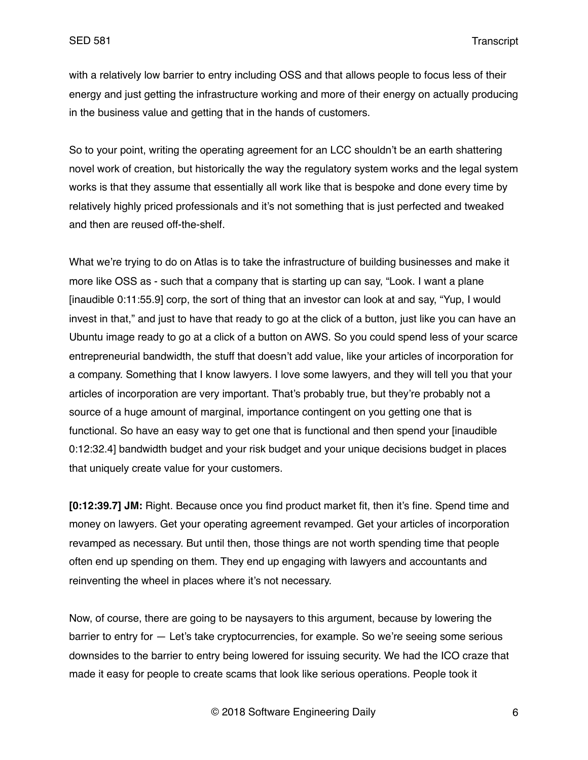with a relatively low barrier to entry including OSS and that allows people to focus less of their energy and just getting the infrastructure working and more of their energy on actually producing in the business value and getting that in the hands of customers.

So to your point, writing the operating agreement for an LCC shouldn't be an earth shattering novel work of creation, but historically the way the regulatory system works and the legal system works is that they assume that essentially all work like that is bespoke and done every time by relatively highly priced professionals and it's not something that is just perfected and tweaked and then are reused off-the-shelf.

What we're trying to do on Atlas is to take the infrastructure of building businesses and make it more like OSS as - such that a company that is starting up can say, "Look. I want a plane [inaudible 0:11:55.9] corp, the sort of thing that an investor can look at and say, "Yup, I would invest in that," and just to have that ready to go at the click of a button, just like you can have an Ubuntu image ready to go at a click of a button on AWS. So you could spend less of your scarce entrepreneurial bandwidth, the stuff that doesn't add value, like your articles of incorporation for a company. Something that I know lawyers. I love some lawyers, and they will tell you that your articles of incorporation are very important. That's probably true, but they're probably not a source of a huge amount of marginal, importance contingent on you getting one that is functional. So have an easy way to get one that is functional and then spend your [inaudible 0:12:32.4] bandwidth budget and your risk budget and your unique decisions budget in places that uniquely create value for your customers.

**[0:12:39.7] JM:** Right. Because once you find product market fit, then it's fine. Spend time and money on lawyers. Get your operating agreement revamped. Get your articles of incorporation revamped as necessary. But until then, those things are not worth spending time that people often end up spending on them. They end up engaging with lawyers and accountants and reinventing the wheel in places where it's not necessary.

Now, of course, there are going to be naysayers to this argument, because by lowering the barrier to entry for — Let's take cryptocurrencies, for example. So we're seeing some serious downsides to the barrier to entry being lowered for issuing security. We had the ICO craze that made it easy for people to create scams that look like serious operations. People took it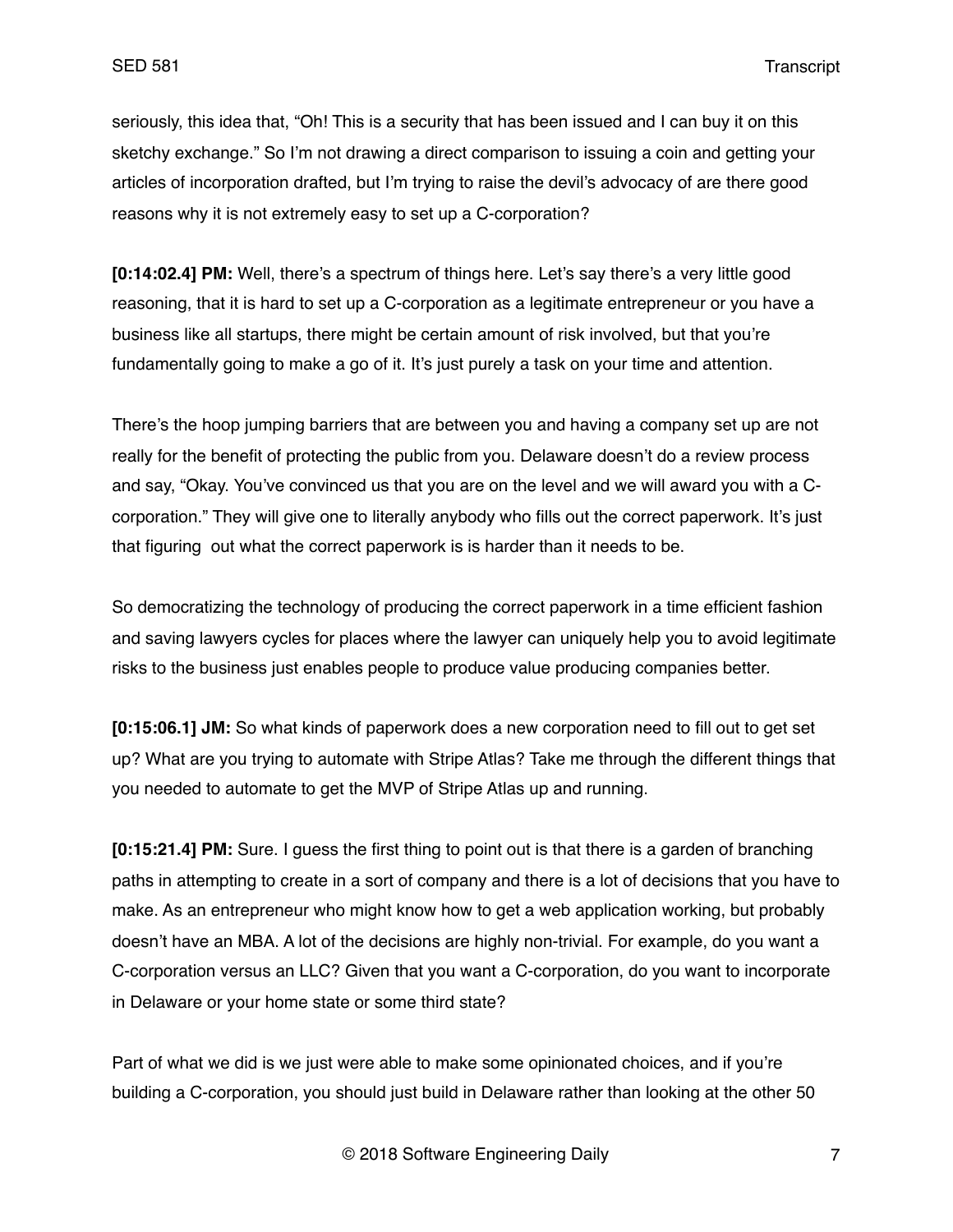seriously, this idea that, "Oh! This is a security that has been issued and I can buy it on this sketchy exchange." So I'm not drawing a direct comparison to issuing a coin and getting your articles of incorporation drafted, but I'm trying to raise the devil's advocacy of are there good reasons why it is not extremely easy to set up a C-corporation?

**[0:14:02.4] PM:** Well, there's a spectrum of things here. Let's say there's a very little good reasoning, that it is hard to set up a C-corporation as a legitimate entrepreneur or you have a business like all startups, there might be certain amount of risk involved, but that you're fundamentally going to make a go of it. It's just purely a task on your time and attention.

There's the hoop jumping barriers that are between you and having a company set up are not really for the benefit of protecting the public from you. Delaware doesn't do a review process and say, "Okay. You've convinced us that you are on the level and we will award you with a C-corporation." They will give one to literally anybody who fills out the correct paperwork. It's just that figuring out what the correct paperwork is is harder than it needs to be.

So democratizing the technology of producing the correct paperwork in a time efficient fashion and saving lawyers cycles for places where the lawyer can uniquely help you to avoid legitimate risks to the business just enables people to produce value producing companies better.

**[0:15:06.1] JM:** So what kinds of paperwork does a new corporation need to fill out to get set up? What are you trying to automate with Stripe Atlas? Take me through the different things that you needed to automate to get the MVP of Stripe Atlas up and running.

**[0:15:21.4] PM:** Sure. I guess the first thing to point out is that there is a garden of branching paths in attempting to create in a sort of company and there is a lot of decisions that you have to make. As an entrepreneur who might know how to get a web application working, but probably doesn't have an MBA. A lot of the decisions are highly non-trivial. For example, do you want a C-corporation versus an LLC? Given that you want a C-corporation, do you want to incorporate in Delaware or your home state or some third state?

Part of what we did is we just were able to make some opinionated choices, and if you're building a C-corporation, you should just build in Delaware rather than looking at the other 50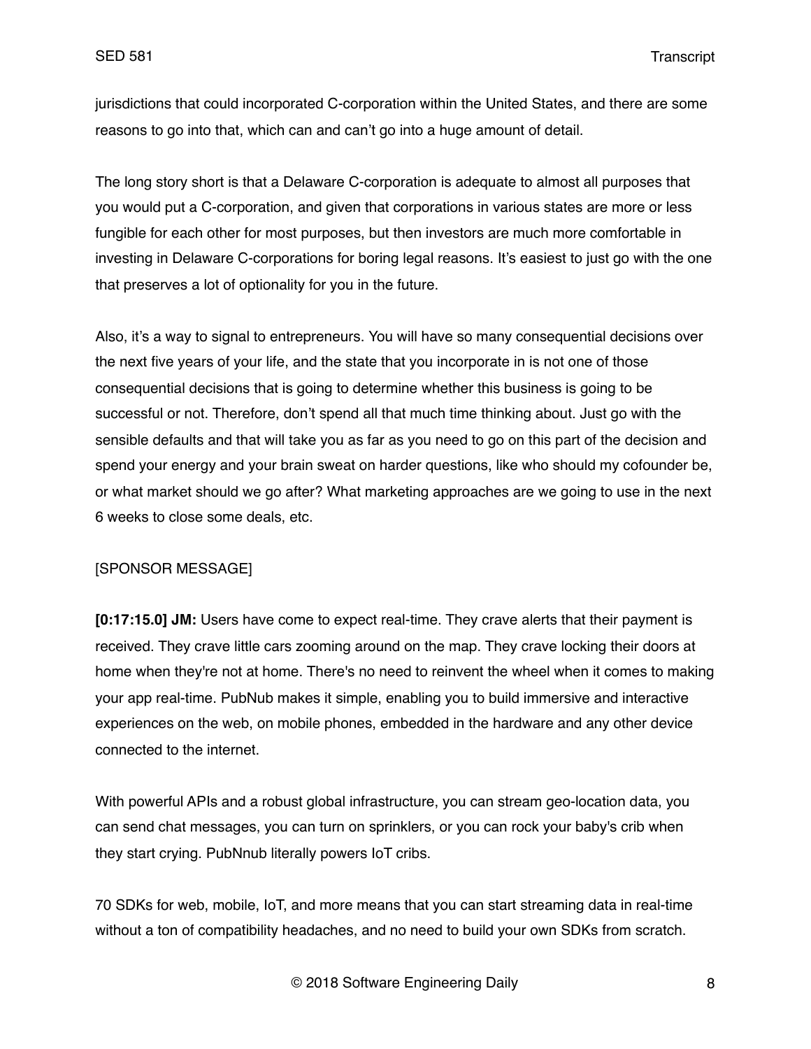jurisdictions that could incorporated C-corporation within the United States, and there are some reasons to go into that, which can and can't go into a huge amount of detail.

The long story short is that a Delaware C-corporation is adequate to almost all purposes that you would put a C-corporation, and given that corporations in various states are more or less fungible for each other for most purposes, but then investors are much more comfortable in investing in Delaware C-corporations for boring legal reasons. It's easiest to just go with the one that preserves a lot of optionality for you in the future.

Also, it's a way to signal to entrepreneurs. You will have so many consequential decisions over the next five years of your life, and the state that you incorporate in is not one of those consequential decisions that is going to determine whether this business is going to be successful or not. Therefore, don't spend all that much time thinking about. Just go with the sensible defaults and that will take you as far as you need to go on this part of the decision and spend your energy and your brain sweat on harder questions, like who should my cofounder be, or what market should we go after? What marketing approaches are we going to use in the next 6 weeks to close some deals, etc.

[SPONSOR MESSAGE]

**[0:17:15.0] JM:** Users have come to expect real-time. They crave alerts that their payment is received. They crave little cars zooming around on the map. They crave locking their doors at home when they're not at home. There's no need to reinvent the wheel when it comes to making your app real-time. PubNub makes it simple, enabling you to build immersive and interactive experiences on the web, on mobile phones, embedded in the hardware and any other device connected to the internet.

With powerful APIs and a robust global infrastructure, you can stream geo-location data, you can send chat messages, you can turn on sprinklers, or you can rock your baby's crib when they start crying. PubNnub literally powers IoT cribs.

70 SDKs for web, mobile, IoT, and more means that you can start streaming data in real-time without a ton of compatibility headaches, and no need to build your own SDKs from scratch.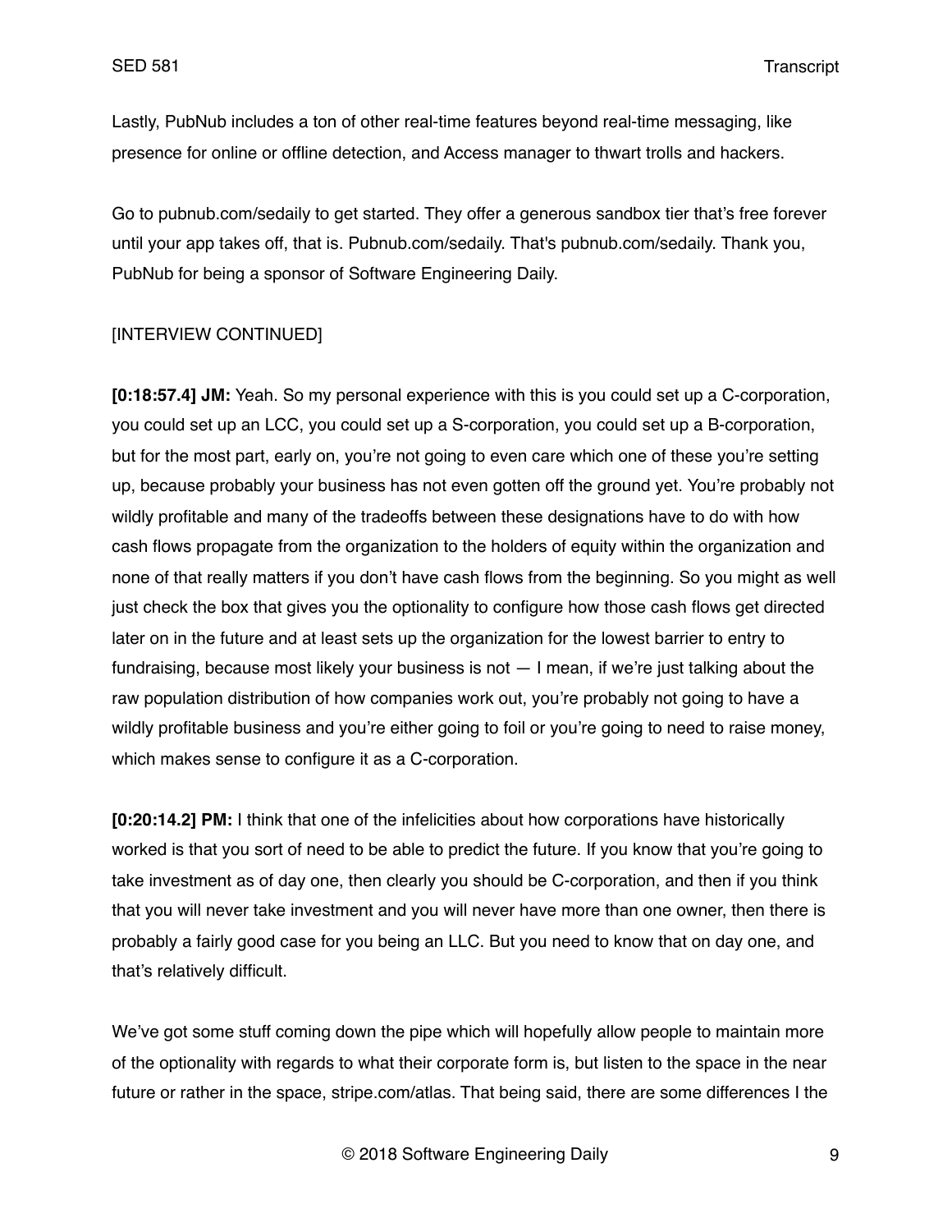Lastly, PubNub includes a ton of other real-time features beyond real-time messaging, like presence for online or offline detection, and Access manager to thwart trolls and hackers.

Go to pubnub.com/sedaily to get started. They offer a generous sandbox tier that's free forever until your app takes off, that is. Pubnub.com/sedaily. That's pubnub.com/sedaily. Thank you, PubNub for being a sponsor of Software Engineering Daily.

[INTERVIEW CONTINUED]

**[0:18:57.4] JM:** Yeah. So my personal experience with this is you could set up a C-corporation, you could set up an LCC, you could set up a S-corporation, you could set up a B-corporation, but for the most part, early on, you're not going to even care which one of these you're setting up, because probably your business has not even gotten off the ground yet. You're probably not wildly profitable and many of the tradeoffs between these designations have to do with how cash flows propagate from the organization to the holders of equity within the organization and none of that really matters if you don't have cash flows from the beginning. So you might as well just check the box that gives you the optionality to configure how those cash flows get directed later on in the future and at least sets up the organization for the lowest barrier to entry to fundraising, because most likely your business is not — I mean, if we're just talking about the raw population distribution of how companies work out, you're probably not going to have a wildly profitable business and you're either going to foil or you're going to need to raise money, which makes sense to configure it as a C-corporation.

**[0:20:14.2] PM:** I think that one of the infelicities about how corporations have historically worked is that you sort of need to be able to predict the future. If you know that you're going to take investment as of day one, then clearly you should be C-corporation, and then if you think that you will never take investment and you will never have more than one owner, then there is probably a fairly good case for you being an LLC. But you need to know that on day one, and that's relatively difficult.

We've got some stuff coming down the pipe which will hopefully allow people to maintain more of the optionality with regards to what their corporate form is, but listen to the space in the near future or rather in the space, stripe.com/atlas. That being said, there are some differences I the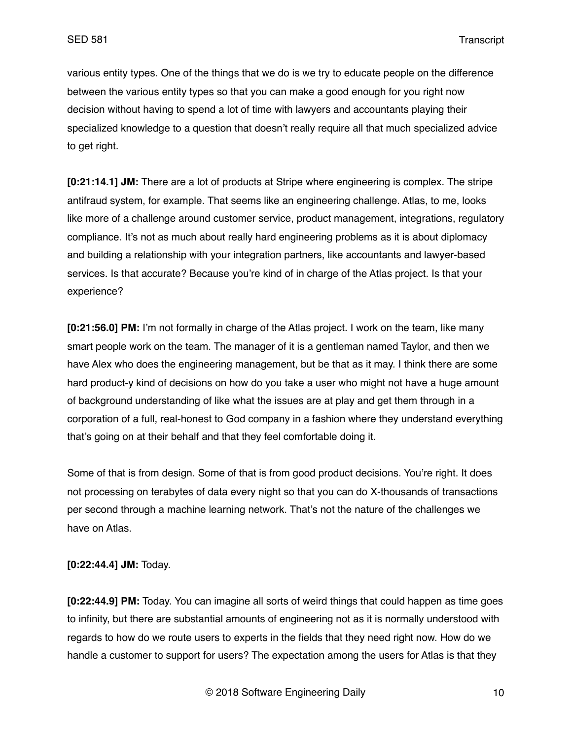various entity types. One of the things that we do is we try to educate people on the difference between the various entity types so that you can make a good enough for you right now decision without having to spend a lot of time with lawyers and accountants playing their specialized knowledge to a question that doesn't really require all that much specialized advice to get right.

**[0:21:14.1] JM:** There are a lot of products at Stripe where engineering is complex. The stripe antifraud system, for example. That seems like an engineering challenge. Atlas, to me, looks like more of a challenge around customer service, product management, integrations, regulatory compliance. It's not as much about really hard engineering problems as it is about diplomacy and building a relationship with your integration partners, like accountants and lawyer-based services. Is that accurate? Because you're kind of in charge of the Atlas project. Is that your experience?

**[0:21:56.0] PM:** I'm not formally in charge of the Atlas project. I work on the team, like many smart people work on the team. The manager of it is a gentleman named Taylor, and then we have Alex who does the engineering management, but be that as it may. I think there are some hard product-y kind of decisions on how do you take a user who might not have a huge amount of background understanding of like what the issues are at play and get them through in a corporation of a full, real-honest to God company in a fashion where they understand everything that's going on at their behalf and that they feel comfortable doing it.

Some of that is from design. Some of that is from good product decisions. You're right. It does not processing on terabytes of data every night so that you can do X-thousands of transactions per second through a machine learning network. That's not the nature of the challenges we have on Atlas.

**[0:22:44.4] JM:** Today.

**[0:22:44.9] PM:** Today. You can imagine all sorts of weird things that could happen as time goes to infinity, but there are substantial amounts of engineering not as it is normally understood with regards to how do we route users to experts in the fields that they need right now. How do we handle a customer to support for users? The expectation among the users for Atlas is that they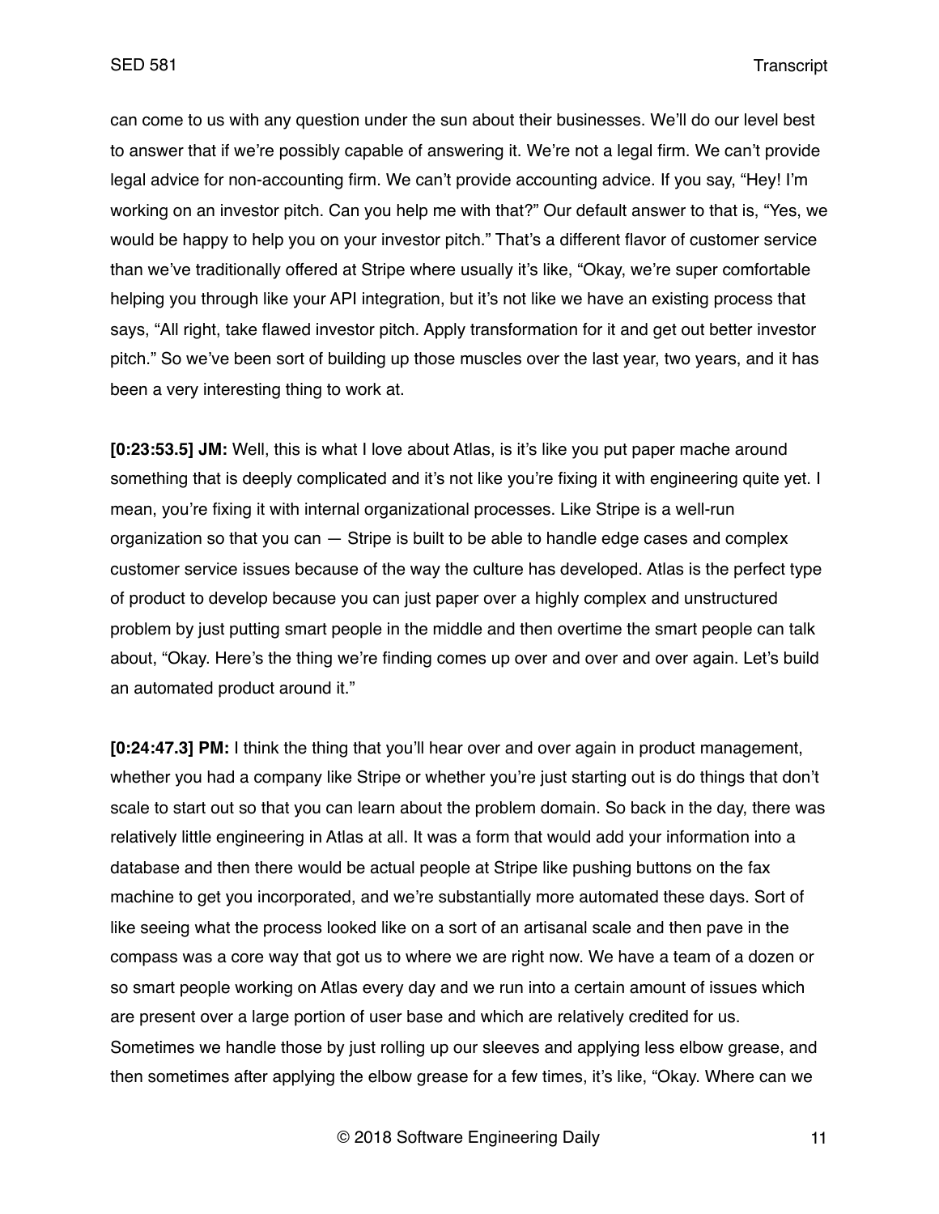can come to us with any question under the sun about their businesses. We'll do our level best to answer that if we're possibly capable of answering it. We're not a legal firm. We can't provide legal advice for non-accounting firm. We can't provide accounting advice. If you say, "Hey! I'm working on an investor pitch. Can you help me with that?" Our default answer to that is, "Yes, we would be happy to help you on your investor pitch." That's a different flavor of customer service than we've traditionally offered at Stripe where usually it's like, "Okay, we're super comfortable helping you through like your API integration, but it's not like we have an existing process that says, "All right, take flawed investor pitch. Apply transformation for it and get out better investor pitch." So we've been sort of building up those muscles over the last year, two years, and it has been a very interesting thing to work at.

**[0:23:53.5] JM:** Well, this is what I love about Atlas, is it's like you put paper mache around something that is deeply complicated and it's not like you're fixing it with engineering quite yet. I mean, you're fixing it with internal organizational processes. Like Stripe is a well-run organization so that you can — Stripe is built to be able to handle edge cases and complex customer service issues because of the way the culture has developed. Atlas is the perfect type of product to develop because you can just paper over a highly complex and unstructured problem by just putting smart people in the middle and then overtime the smart people can talk about, "Okay. Here's the thing we're finding comes up over and over and over again. Let's build an automated product around it."

**[0:24:47.3] PM:** I think the thing that you'll hear over and over again in product management, whether you had a company like Stripe or whether you're just starting out is do things that don't scale to start out so that you can learn about the problem domain. So back in the day, there was relatively little engineering in Atlas at all. It was a form that would add your information into a database and then there would be actual people at Stripe like pushing buttons on the fax machine to get you incorporated, and we're substantially more automated these days. Sort of like seeing what the process looked like on a sort of an artisanal scale and then pave in the compass was a core way that got us to where we are right now. We have a team of a dozen or so smart people working on Atlas every day and we run into a certain amount of issues which are present over a large portion of user base and which are relatively credited for us. Sometimes we handle those by just rolling up our sleeves and applying less elbow grease, and then sometimes after applying the elbow grease for a few times, it's like, "Okay. Where can we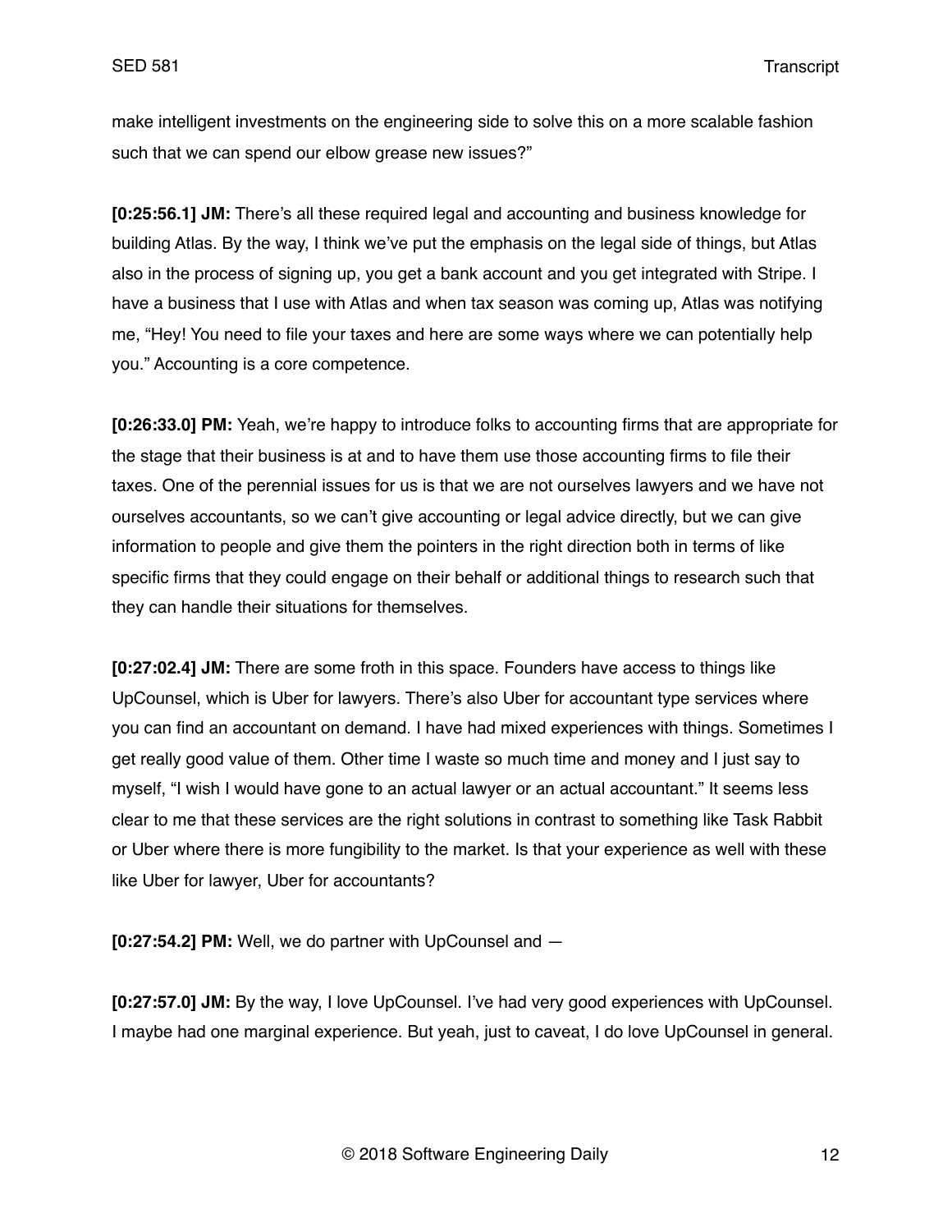make intelligent investments on the engineering side to solve this on a more scalable fashion such that we can spend our elbow grease new issues?"

**[0:25:56.1] JM:** There's all these required legal and accounting and business knowledge for building Atlas. By the way, I think we've put the emphasis on the legal side of things, but Atlas also in the process of signing up, you get a bank account and you get integrated with Stripe. I have a business that I use with Atlas and when tax season was coming up, Atlas was notifying me, "Hey! You need to file your taxes and here are some ways where we can potentially help you." Accounting is a core competence.

**[0:26:33.0] PM:** Yeah, we're happy to introduce folks to accounting firms that are appropriate for the stage that their business is at and to have them use those accounting firms to file their taxes. One of the perennial issues for us is that we are not ourselves lawyers and we have not ourselves accountants, so we can't give accounting or legal advice directly, but we can give information to people and give them the pointers in the right direction both in terms of like specific firms that they could engage on their behalf or additional things to research such that they can handle their situations for themselves.

**[0:27:02.4] JM:** There are some froth in this space. Founders have access to things like UpCounsel, which is Uber for lawyers. There's also Uber for accountant type services where you can find an accountant on demand. I have had mixed experiences with things. Sometimes I get really good value of them. Other time I waste so much time and money and I just say to myself, "I wish I would have gone to an actual lawyer or an actual accountant." It seems less clear to me that these services are the right solutions in contrast to something like Task Rabbit or Uber where there is more fungibility to the market. Is that your experience as well with these like Uber for lawyer, Uber for accountants?

**[0:27:54.2] PM:** Well, we do partner with UpCounsel and —

**[0:27:57.0] JM:** By the way, I love UpCounsel. I've had very good experiences with UpCounsel. I maybe had one marginal experience. But yeah, just to caveat, I do love UpCounsel in general.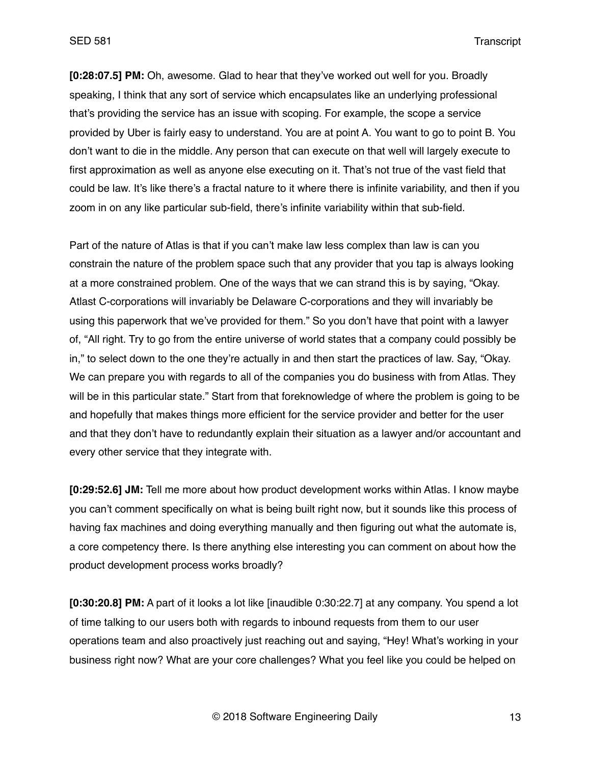**[0:28:07.5] PM:** Oh, awesome. Glad to hear that they've worked out well for you. Broadly speaking, I think that any sort of service which encapsulates like an underlying professional that's providing the service has an issue with scoping. For example, the scope a service provided by Uber is fairly easy to understand. You are at point A. You want to go to point B. You don't want to die in the middle. Any person that can execute on that well will largely execute to first approximation as well as anyone else executing on it. That's not true of the vast field that could be law. It's like there's a fractal nature to it where there is infinite variability, and then if you zoom in on any like particular sub-field, there's infinite variability within that sub-field.

Part of the nature of Atlas is that if you can't make law less complex than law is can you constrain the nature of the problem space such that any provider that you tap is always looking at a more constrained problem. One of the ways that we can strand this is by saying, "Okay. Atlast C-corporations will invariably be Delaware C-corporations and they will invariably be using this paperwork that we've provided for them." So you don't have that point with a lawyer of, "All right. Try to go from the entire universe of world states that a company could possibly be in," to select down to the one they're actually in and then start the practices of law. Say, "Okay. We can prepare you with regards to all of the companies you do business with from Atlas. They will be in this particular state." Start from that foreknowledge of where the problem is going to be and hopefully that makes things more efficient for the service provider and better for the user and that they don't have to redundantly explain their situation as a lawyer and/or accountant and every other service that they integrate with.

**[0:29:52.6] JM:** Tell me more about how product development works within Atlas. I know maybe you can't comment specifically on what is being built right now, but it sounds like this process of having fax machines and doing everything manually and then figuring out what the automate is, a core competency there. Is there anything else interesting you can comment on about how the product development process works broadly?

**[0:30:20.8] PM:** A part of it looks a lot like [inaudible 0:30:22.7] at any company. You spend a lot of time talking to our users both with regards to inbound requests from them to our user operations team and also proactively just reaching out and saying, "Hey! What's working in your business right now? What are your core challenges? What you feel like you could be helped on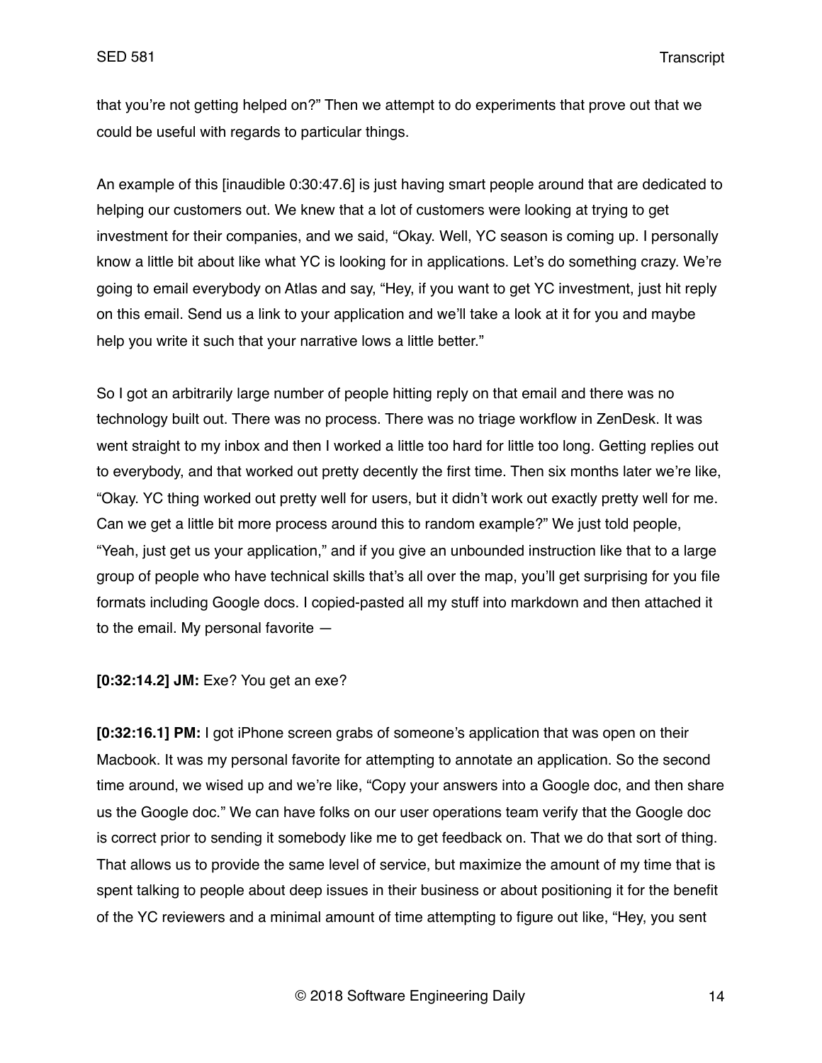that you're not getting helped on?" Then we attempt to do experiments that prove out that we could be useful with regards to particular things.

An example of this [inaudible 0:30:47.6] is just having smart people around that are dedicated to helping our customers out. We knew that a lot of customers were looking at trying to get investment for their companies, and we said, "Okay. Well, YC season is coming up. I personally know a little bit about like what YC is looking for in applications. Let's do something crazy. We're going to email everybody on Atlas and say, "Hey, if you want to get YC investment, just hit reply on this email. Send us a link to your application and we'll take a look at it for you and maybe help you write it such that your narrative lows a little better."

So I got an arbitrarily large number of people hitting reply on that email and there was no technology built out. There was no process. There was no triage workflow in ZenDesk. It was went straight to my inbox and then I worked a little too hard for little too long. Getting replies out to everybody, and that worked out pretty decently the first time. Then six months later we're like, "Okay. YC thing worked out pretty well for users, but it didn't work out exactly pretty well for me. Can we get a little bit more process around this to random example?" We just told people, "Yeah, just get us your application," and if you give an unbounded instruction like that to a large group of people who have technical skills that's all over the map, you'll get surprising for you file formats including Google docs. I copied-pasted all my stuff into markdown and then attached it to the email. My personal favorite —

**[0:32:14.2] JM:** Exe? You get an exe?

**[0:32:16.1] PM:** I got iPhone screen grabs of someone's application that was open on their Macbook. It was my personal favorite for attempting to annotate an application. So the second time around, we wised up and we're like, "Copy your answers into a Google doc, and then share us the Google doc." We can have folks on our user operations team verify that the Google doc is correct prior to sending it somebody like me to get feedback on. That we do that sort of thing. That allows us to provide the same level of service, but maximize the amount of my time that is spent talking to people about deep issues in their business or about positioning it for the benefit of the YC reviewers and a minimal amount of time attempting to figure out like, "Hey, you sent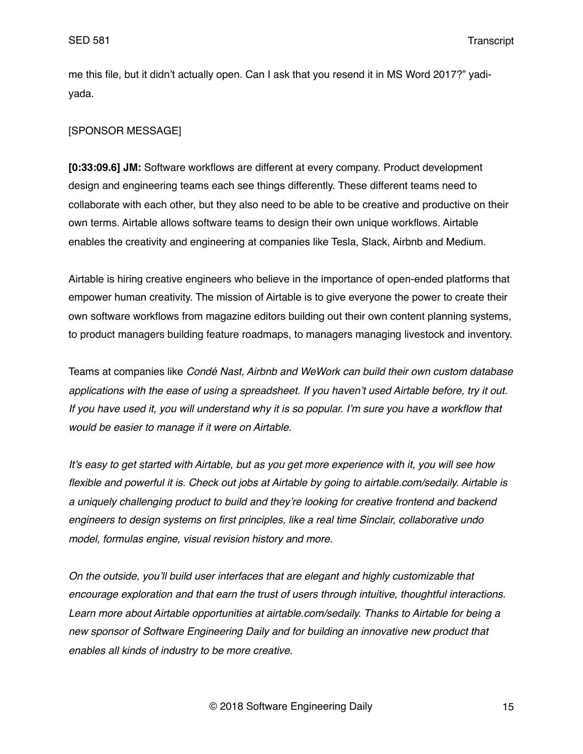me this file, but it didn't actually open. Can I ask that you resend it in MS Word 2017?" yadi-yada.

[SPONSOR MESSAGE]

**[0:33:09.6] JM:** Software workflows are different at every company. Product development design and engineering teams each see things differently. These different teams need to collaborate with each other, but they also need to be able to be creative and productive on their own terms. Airtable allows software teams to design their own unique workflows. Airtable enables the creativity and engineering at companies like Tesla, Slack, Airbnb and Medium.

Airtable is hiring creative engineers who believe in the importance of open-ended platforms that empower human creativity. The mission of Airtable is to give everyone the power to create their own software workflows from magazine editors building out their own content planning systems, to product managers building feature roadmaps, to managers managing livestock and inventory.

Teams at companies like *Condé Nast, Airbnb and WeWork can build their own custom database applications with the ease of using a spreadsheet. If you haven't used Airtable before, try it out. If you have used it, you will understand why it is so popular. I'm sure you have a workflow that would be easier to manage if it were on Airtable.*

*It's easy to get started with Airtable, but as you get more experience with it, you will see how flexible and powerful it is. Check out jobs at Airtable by going to airtable.com/sedaily. Airtable is a uniquely challenging product to build and they're looking for creative frontend and backend engineers to design systems on first principles, like a real time Sinclair, collaborative undo model, formulas engine, visual revision history and more.*

*On the outside, you'll build user interfaces that are elegant and highly customizable that encourage exploration and that earn the trust of users through intuitive, thoughtful interactions. Learn more about Airtable opportunities at airtable.com/sedaily. Thanks to Airtable for being a new sponsor of Software Engineering Daily and for building an innovative new product that enables all kinds of industry to be more creative.*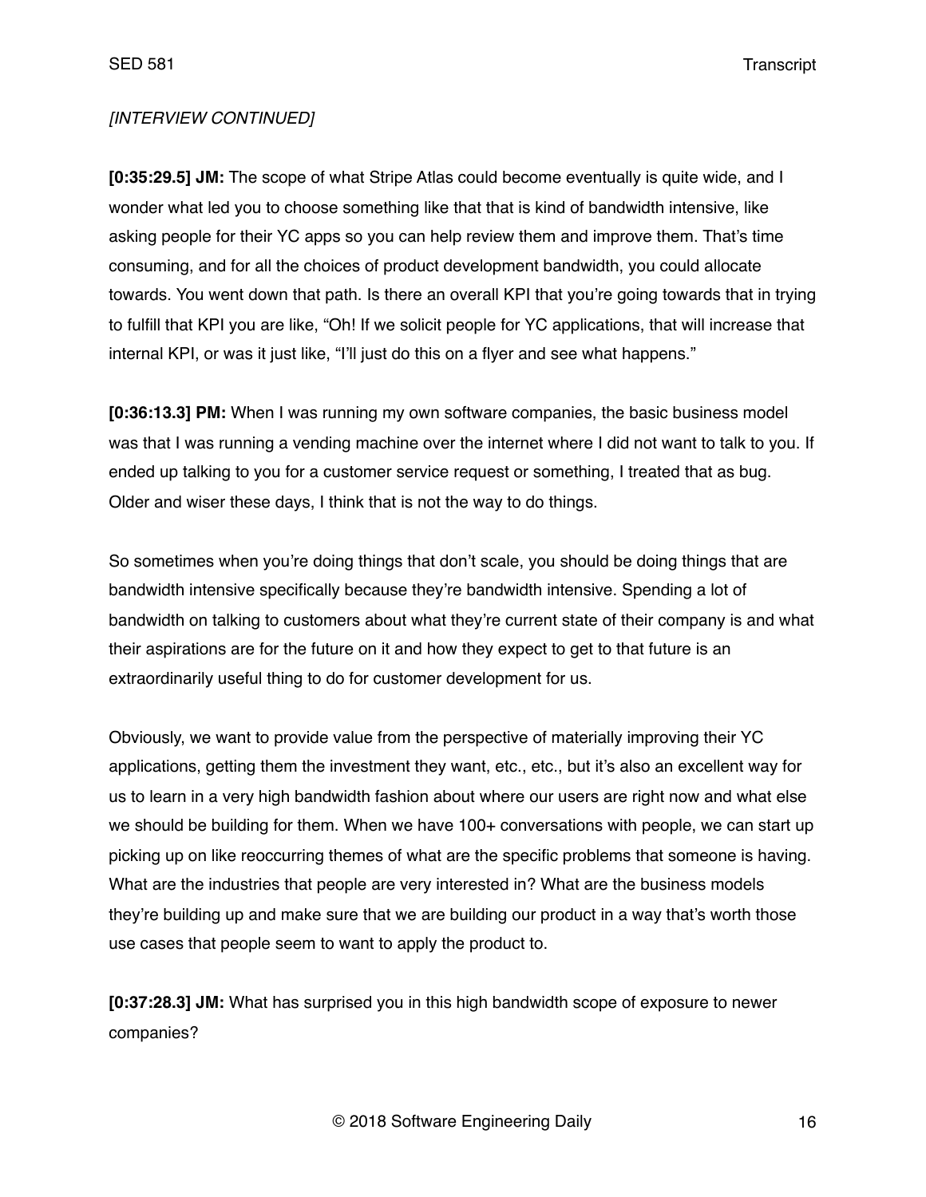*[INTERVIEW CONTINUED]*

**[0:35:29.5] JM:** The scope of what Stripe Atlas could become eventually is quite wide, and I wonder what led you to choose something like that that is kind of bandwidth intensive, like asking people for their YC apps so you can help review them and improve them. That's time consuming, and for all the choices of product development bandwidth, you could allocate towards. You went down that path. Is there an overall KPI that you're going towards that in trying to fulfill that KPI you are like, "Oh! If we solicit people for YC applications, that will increase that internal KPI, or was it just like, "I'll just do this on a flyer and see what happens."

**[0:36:13.3] PM:** When I was running my own software companies, the basic business model was that I was running a vending machine over the internet where I did not want to talk to you. If ended up talking to you for a customer service request or something, I treated that as bug. Older and wiser these days, I think that is not the way to do things.

So sometimes when you're doing things that don't scale, you should be doing things that are bandwidth intensive specifically because they're bandwidth intensive. Spending a lot of bandwidth on talking to customers about what they're current state of their company is and what their aspirations are for the future on it and how they expect to get to that future is an extraordinarily useful thing to do for customer development for us.

Obviously, we want to provide value from the perspective of materially improving their YC applications, getting them the investment they want, etc., etc., but it's also an excellent way for us to learn in a very high bandwidth fashion about where our users are right now and what else we should be building for them. When we have 100+ conversations with people, we can start up picking up on like reoccurring themes of what are the specific problems that someone is having. What are the industries that people are very interested in? What are the business models they're building up and make sure that we are building our product in a way that's worth those use cases that people seem to want to apply the product to.

**[0:37:28.3] JM:** What has surprised you in this high bandwidth scope of exposure to newer companies?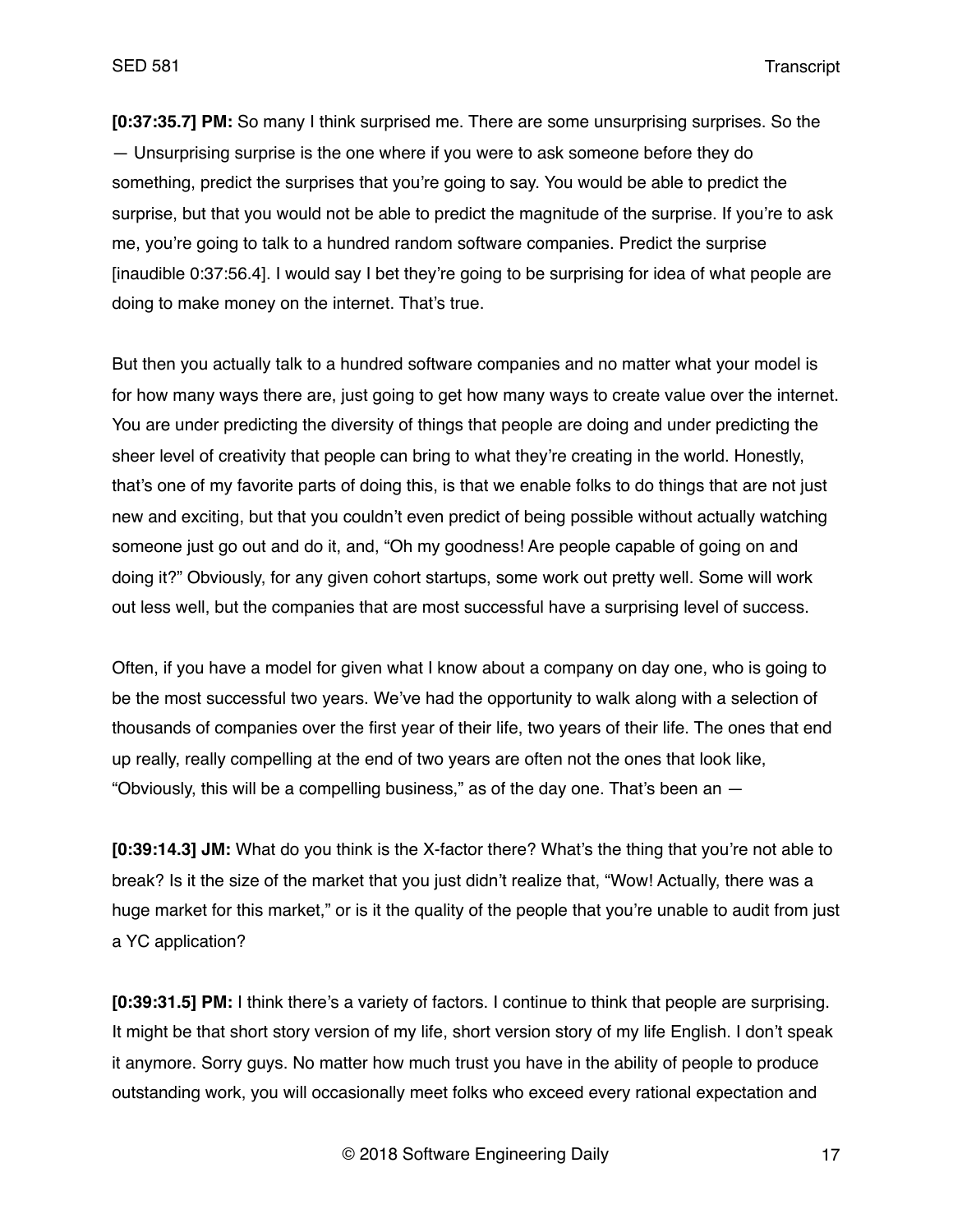**[0:37:35.7] PM:** So many I think surprised me. There are some unsurprising surprises. So the — Unsurprising surprise is the one where if you were to ask someone before they do something, predict the surprises that you're going to say. You would be able to predict the surprise, but that you would not be able to predict the magnitude of the surprise. If you're to ask me, you're going to talk to a hundred random software companies. Predict the surprise [inaudible 0:37:56.4]. I would say I bet they're going to be surprising for idea of what people are doing to make money on the internet. That's true.

But then you actually talk to a hundred software companies and no matter what your model is for how many ways there are, just going to get how many ways to create value over the internet. You are under predicting the diversity of things that people are doing and under predicting the sheer level of creativity that people can bring to what they're creating in the world. Honestly, that's one of my favorite parts of doing this, is that we enable folks to do things that are not just new and exciting, but that you couldn't even predict of being possible without actually watching someone just go out and do it, and, "Oh my goodness! Are people capable of going on and doing it?" Obviously, for any given cohort startups, some work out pretty well. Some will work out less well, but the companies that are most successful have a surprising level of success.

Often, if you have a model for given what I know about a company on day one, who is going to be the most successful two years. We've had the opportunity to walk along with a selection of thousands of companies over the first year of their life, two years of their life. The ones that end up really, really compelling at the end of two years are often not the ones that look like, "Obviously, this will be a compelling business," as of the day one. That's been an —

**[0:39:14.3] JM:** What do you think is the X-factor there? What's the thing that you're not able to break? Is it the size of the market that you just didn't realize that, "Wow! Actually, there was a huge market for this market," or is it the quality of the people that you're unable to audit from just a YC application?

**[0:39:31.5] PM:** I think there's a variety of factors. I continue to think that people are surprising. It might be that short story version of my life, short version story of my life English. I don't speak it anymore. Sorry guys. No matter how much trust you have in the ability of people to produce outstanding work, you will occasionally meet folks who exceed every rational expectation and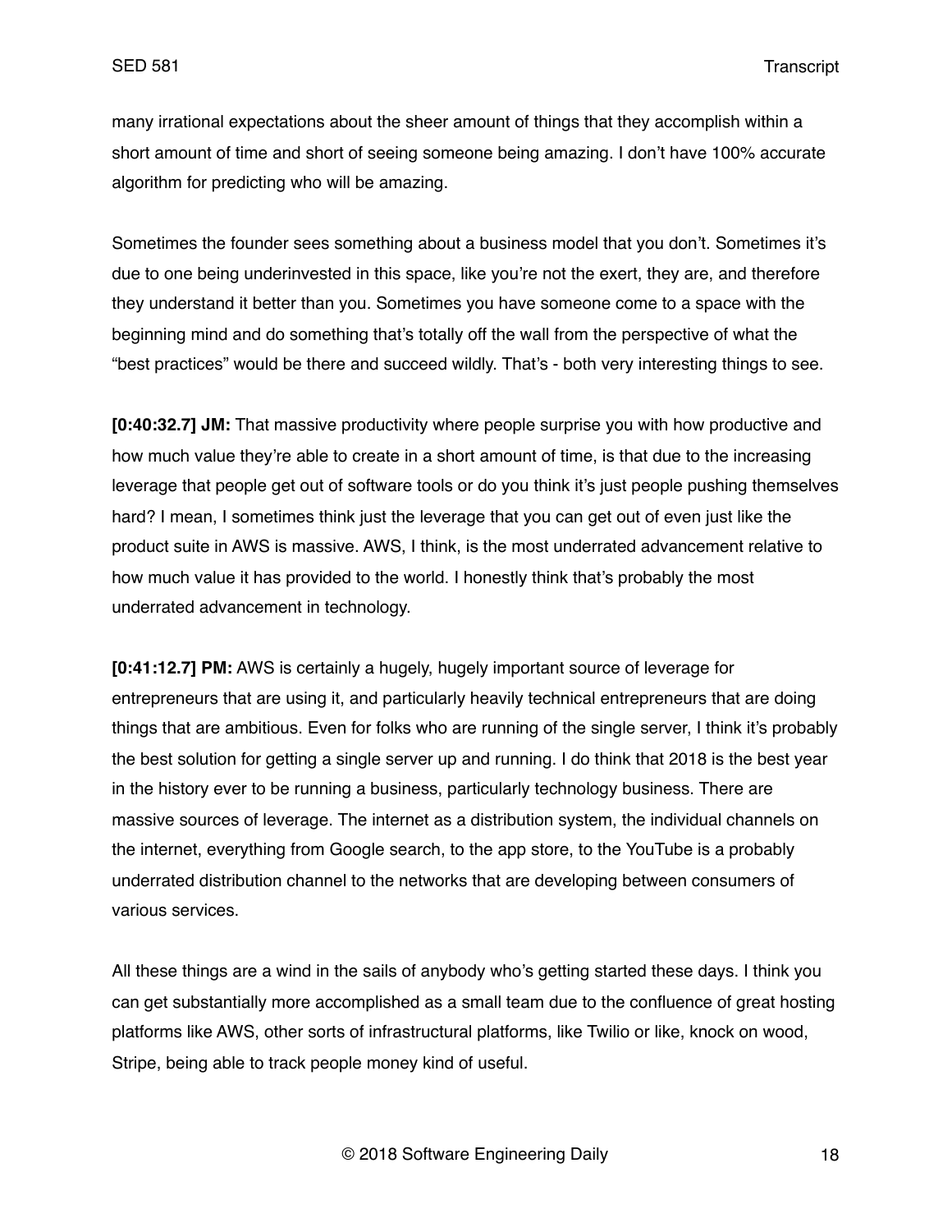many irrational expectations about the sheer amount of things that they accomplish within a short amount of time and short of seeing someone being amazing. I don't have 100% accurate algorithm for predicting who will be amazing.

Sometimes the founder sees something about a business model that you don't. Sometimes it's due to one being underinvested in this space, like you're not the exert, they are, and therefore they understand it better than you. Sometimes you have someone come to a space with the beginning mind and do something that's totally off the wall from the perspective of what the "best practices" would be there and succeed wildly. That's - both very interesting things to see.

**[0:40:32.7] JM:** That massive productivity where people surprise you with how productive and how much value they're able to create in a short amount of time, is that due to the increasing leverage that people get out of software tools or do you think it's just people pushing themselves hard? I mean, I sometimes think just the leverage that you can get out of even just like the product suite in AWS is massive. AWS, I think, is the most underrated advancement relative to how much value it has provided to the world. I honestly think that's probably the most underrated advancement in technology.

**[0:41:12.7] PM:** AWS is certainly a hugely, hugely important source of leverage for entrepreneurs that are using it, and particularly heavily technical entrepreneurs that are doing things that are ambitious. Even for folks who are running of the single server, I think it's probably the best solution for getting a single server up and running. I do think that 2018 is the best year in the history ever to be running a business, particularly technology business. There are massive sources of leverage. The internet as a distribution system, the individual channels on the internet, everything from Google search, to the app store, to the YouTube is a probably underrated distribution channel to the networks that are developing between consumers of various services.

All these things are a wind in the sails of anybody who's getting started these days. I think you can get substantially more accomplished as a small team due to the confluence of great hosting platforms like AWS, other sorts of infrastructural platforms, like Twilio or like, knock on wood, Stripe, being able to track people money kind of useful.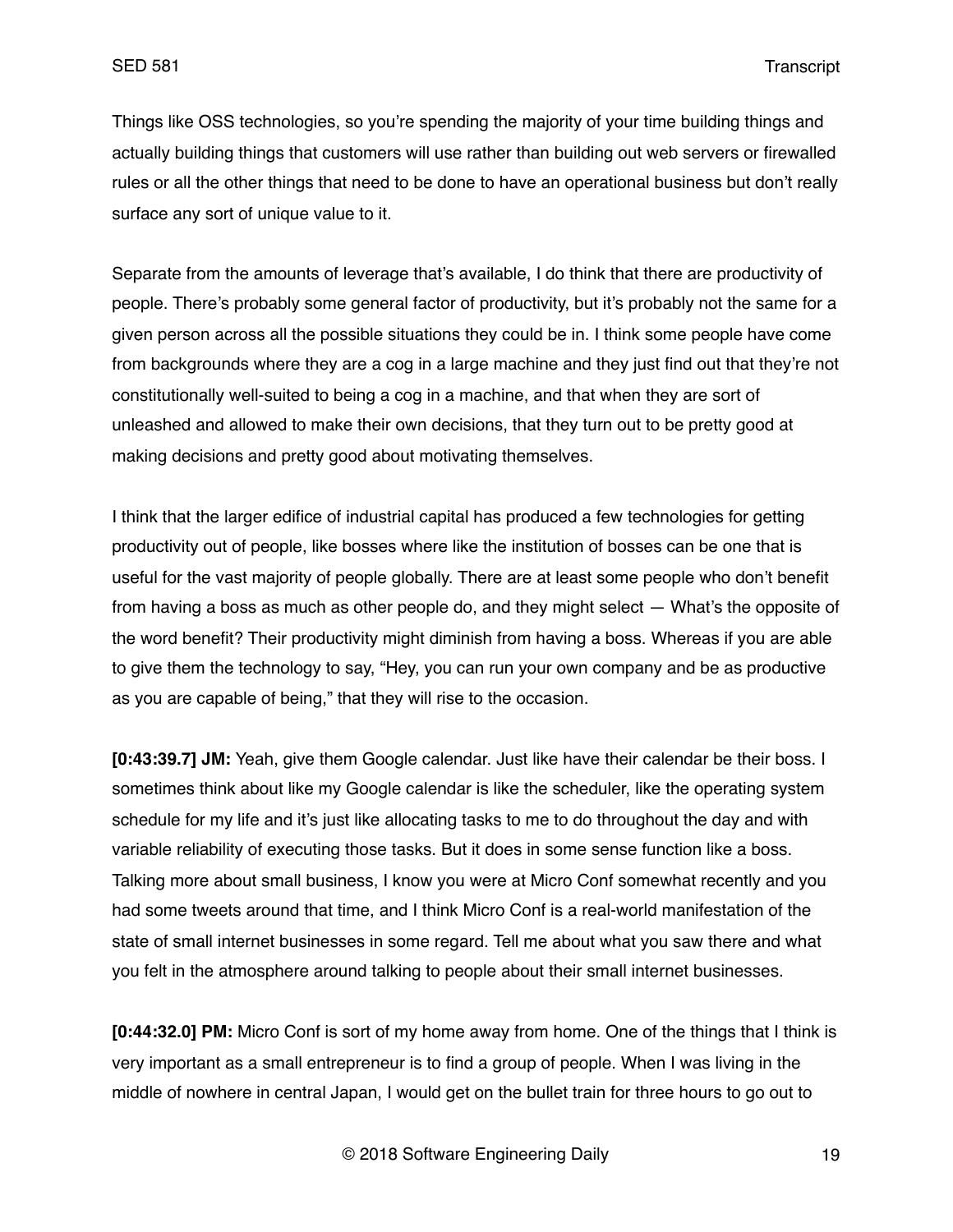Things like OSS technologies, so you're spending the majority of your time building things and actually building things that customers will use rather than building out web servers or firewalled rules or all the other things that need to be done to have an operational business but don't really surface any sort of unique value to it.

Separate from the amounts of leverage that's available, I do think that there are productivity of people. There's probably some general factor of productivity, but it's probably not the same for a given person across all the possible situations they could be in. I think some people have come from backgrounds where they are a cog in a large machine and they just find out that they're not constitutionally well-suited to being a cog in a machine, and that when they are sort of unleashed and allowed to make their own decisions, that they turn out to be pretty good at making decisions and pretty good about motivating themselves.

I think that the larger edifice of industrial capital has produced a few technologies for getting productivity out of people, like bosses where like the institution of bosses can be one that is useful for the vast majority of people globally. There are at least some people who don't benefit from having a boss as much as other people do, and they might select — What's the opposite of the word benefit? Their productivity might diminish from having a boss. Whereas if you are able to give them the technology to say, "Hey, you can run your own company and be as productive as you are capable of being," that they will rise to the occasion.

**[0:43:39.7] JM:** Yeah, give them Google calendar. Just like have their calendar be their boss. I sometimes think about like my Google calendar is like the scheduler, like the operating system schedule for my life and it's just like allocating tasks to me to do throughout the day and with variable reliability of executing those tasks. But it does in some sense function like a boss. Talking more about small business, I know you were at Micro Conf somewhat recently and you had some tweets around that time, and I think Micro Conf is a real-world manifestation of the state of small internet businesses in some regard. Tell me about what you saw there and what you felt in the atmosphere around talking to people about their small internet businesses.

**[0:44:32.0] PM:** Micro Conf is sort of my home away from home. One of the things that I think is very important as a small entrepreneur is to find a group of people. When I was living in the middle of nowhere in central Japan, I would get on the bullet train for three hours to go out to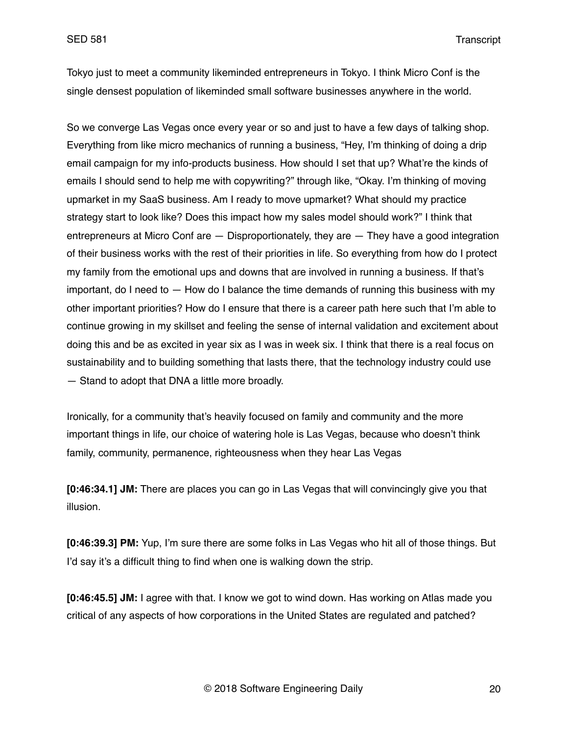Tokyo just to meet a community likeminded entrepreneurs in Tokyo. I think Micro Conf is the single densest population of likeminded small software businesses anywhere in the world.

So we converge Las Vegas once every year or so and just to have a few days of talking shop. Everything from like micro mechanics of running a business, "Hey, I'm thinking of doing a drip email campaign for my info-products business. How should I set that up? What're the kinds of emails I should send to help me with copywriting?" through like, "Okay. I'm thinking of moving upmarket in my SaaS business. Am I ready to move upmarket? What should my practice strategy start to look like? Does this impact how my sales model should work?" I think that entrepreneurs at Micro Conf are — Disproportionately, they are — They have a good integration of their business works with the rest of their priorities in life. So everything from how do I protect my family from the emotional ups and downs that are involved in running a business. If that's important, do I need to — How do I balance the time demands of running this business with my other important priorities? How do I ensure that there is a career path here such that I'm able to continue growing in my skillset and feeling the sense of internal validation and excitement about doing this and be as excited in year six as I was in week six. I think that there is a real focus on sustainability and to building something that lasts there, that the technology industry could use — Stand to adopt that DNA a little more broadly.

Ironically, for a community that's heavily focused on family and community and the more important things in life, our choice of watering hole is Las Vegas, because who doesn't think family, community, permanence, righteousness when they hear Las Vegas

**[0:46:34.1] JM:** There are places you can go in Las Vegas that will convincingly give you that illusion.

**[0:46:39.3] PM:** Yup, I'm sure there are some folks in Las Vegas who hit all of those things. But I'd say it's a difficult thing to find when one is walking down the strip.

**[0:46:45.5] JM:** I agree with that. I know we got to wind down. Has working on Atlas made you critical of any aspects of how corporations in the United States are regulated and patched?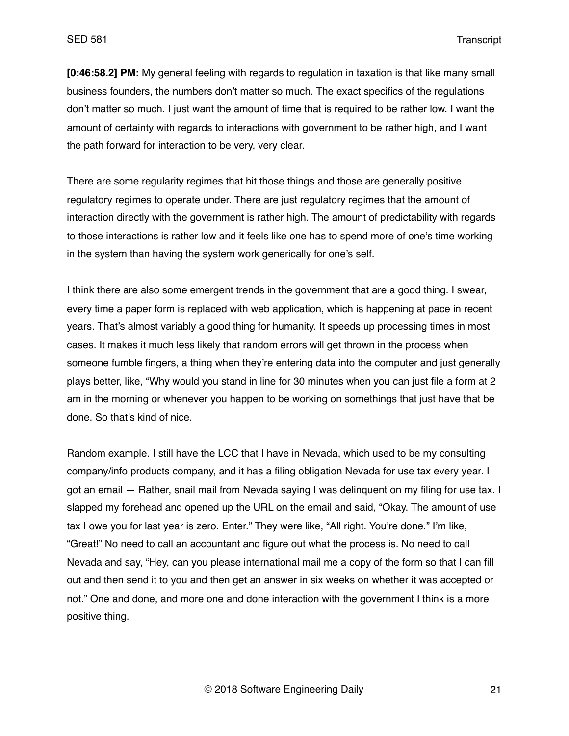**[0:46:58.2] PM:** My general feeling with regards to regulation in taxation is that like many small business founders, the numbers don't matter so much. The exact specifics of the regulations don't matter so much. I just want the amount of time that is required to be rather low. I want the amount of certainty with regards to interactions with government to be rather high, and I want the path forward for interaction to be very, very clear.

There are some regularity regimes that hit those things and those are generally positive regulatory regimes to operate under. There are just regulatory regimes that the amount of interaction directly with the government is rather high. The amount of predictability with regards to those interactions is rather low and it feels like one has to spend more of one's time working in the system than having the system work generically for one's self.

I think there are also some emergent trends in the government that are a good thing. I swear, every time a paper form is replaced with web application, which is happening at pace in recent years. That's almost variably a good thing for humanity. It speeds up processing times in most cases. It makes it much less likely that random errors will get thrown in the process when someone fumble fingers, a thing when they're entering data into the computer and just generally plays better, like, "Why would you stand in line for 30 minutes when you can just file a form at 2 am in the morning or whenever you happen to be working on somethings that just have that be done. So that's kind of nice.

Random example. I still have the LCC that I have in Nevada, which used to be my consulting company/info products company, and it has a filing obligation Nevada for use tax every year. I got an email — Rather, snail mail from Nevada saying I was delinquent on my filing for use tax. I slapped my forehead and opened up the URL on the email and said, "Okay. The amount of use tax I owe you for last year is zero. Enter." They were like, "All right. You're done." I'm like, "Great!" No need to call an accountant and figure out what the process is. No need to call Nevada and say, "Hey, can you please international mail me a copy of the form so that I can fill out and then send it to you and then get an answer in six weeks on whether it was accepted or not." One and done, and more one and done interaction with the government I think is a more positive thing.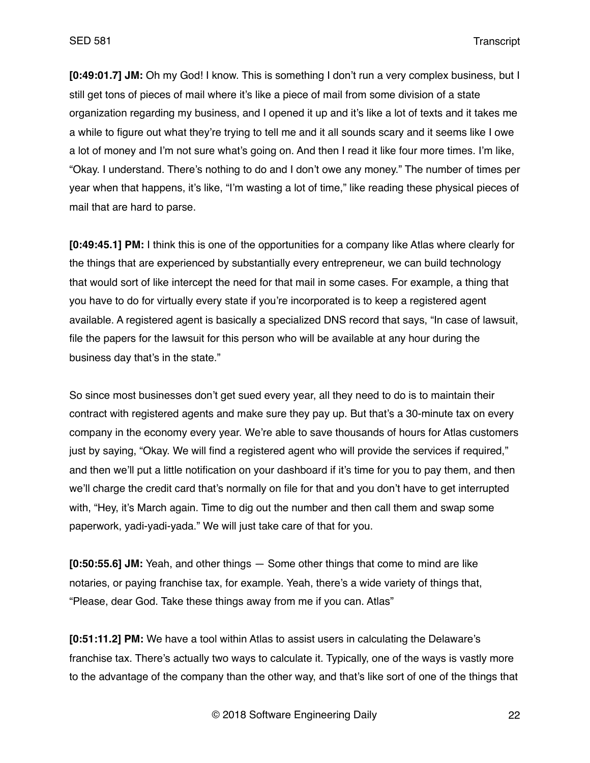**[0:49:01.7] JM:** Oh my God! I know. This is something I don't run a very complex business, but I still get tons of pieces of mail where it's like a piece of mail from some division of a state organization regarding my business, and I opened it up and it's like a lot of texts and it takes me a while to figure out what they're trying to tell me and it all sounds scary and it seems like I owe a lot of money and I'm not sure what's going on. And then I read it like four more times. I'm like, "Okay. I understand. There's nothing to do and I don't owe any money." The number of times per year when that happens, it's like, "I'm wasting a lot of time," like reading these physical pieces of mail that are hard to parse.

**[0:49:45.1] PM:** I think this is one of the opportunities for a company like Atlas where clearly for the things that are experienced by substantially every entrepreneur, we can build technology that would sort of like intercept the need for that mail in some cases. For example, a thing that you have to do for virtually every state if you're incorporated is to keep a registered agent available. A registered agent is basically a specialized DNS record that says, "In case of lawsuit, file the papers for the lawsuit for this person who will be available at any hour during the business day that's in the state."

So since most businesses don't get sued every year, all they need to do is to maintain their contract with registered agents and make sure they pay up. But that's a 30-minute tax on every company in the economy every year. We're able to save thousands of hours for Atlas customers just by saying, "Okay. We will find a registered agent who will provide the services if required," and then we'll put a little notification on your dashboard if it's time for you to pay them, and then we'll charge the credit card that's normally on file for that and you don't have to get interrupted with, "Hey, it's March again. Time to dig out the number and then call them and swap some paperwork, yadi-yadi-yada." We will just take care of that for you.

**[0:50:55.6] JM:** Yeah, and other things — Some other things that come to mind are like notaries, or paying franchise tax, for example. Yeah, there's a wide variety of things that, "Please, dear God. Take these things away from me if you can. Atlas"

**[0:51:11.2] PM:** We have a tool within Atlas to assist users in calculating the Delaware's franchise tax. There's actually two ways to calculate it. Typically, one of the ways is vastly more to the advantage of the company than the other way, and that's like sort of one of the things that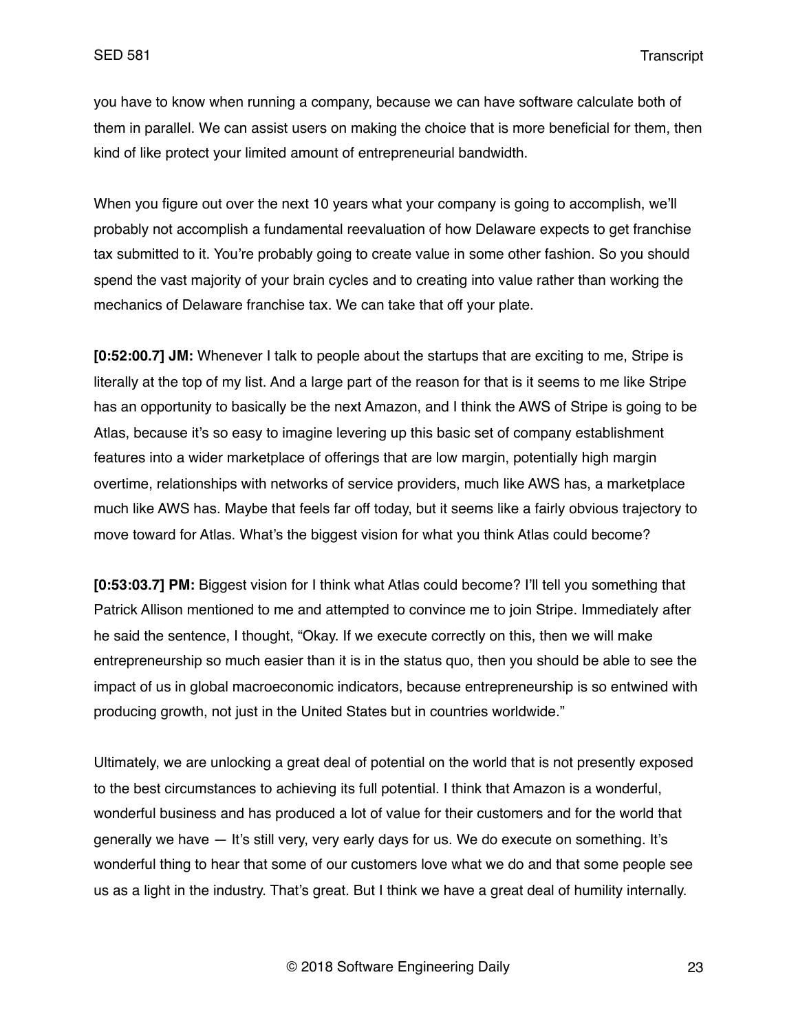you have to know when running a company, because we can have software calculate both of them in parallel. We can assist users on making the choice that is more beneficial for them, then kind of like protect your limited amount of entrepreneurial bandwidth.

When you figure out over the next 10 years what your company is going to accomplish, we'll probably not accomplish a fundamental reevaluation of how Delaware expects to get franchise tax submitted to it. You're probably going to create value in some other fashion. So you should spend the vast majority of your brain cycles and to creating into value rather than working the mechanics of Delaware franchise tax. We can take that off your plate.

**[0:52:00.7] JM:** Whenever I talk to people about the startups that are exciting to me, Stripe is literally at the top of my list. And a large part of the reason for that is it seems to me like Stripe has an opportunity to basically be the next Amazon, and I think the AWS of Stripe is going to be Atlas, because it's so easy to imagine levering up this basic set of company establishment features into a wider marketplace of offerings that are low margin, potentially high margin overtime, relationships with networks of service providers, much like AWS has, a marketplace much like AWS has. Maybe that feels far off today, but it seems like a fairly obvious trajectory to move toward for Atlas. What's the biggest vision for what you think Atlas could become?

**[0:53:03.7] PM:** Biggest vision for I think what Atlas could become? I'll tell you something that Patrick Allison mentioned to me and attempted to convince me to join Stripe. Immediately after he said the sentence, I thought, "Okay. If we execute correctly on this, then we will make entrepreneurship so much easier than it is in the status quo, then you should be able to see the impact of us in global macroeconomic indicators, because entrepreneurship is so entwined with producing growth, not just in the United States but in countries worldwide."

Ultimately, we are unlocking a great deal of potential on the world that is not presently exposed to the best circumstances to achieving its full potential. I think that Amazon is a wonderful, wonderful business and has produced a lot of value for their customers and for the world that generally we have — It's still very, very early days for us. We do execute on something. It's wonderful thing to hear that some of our customers love what we do and that some people see us as a light in the industry. That's great. But I think we have a great deal of humility internally.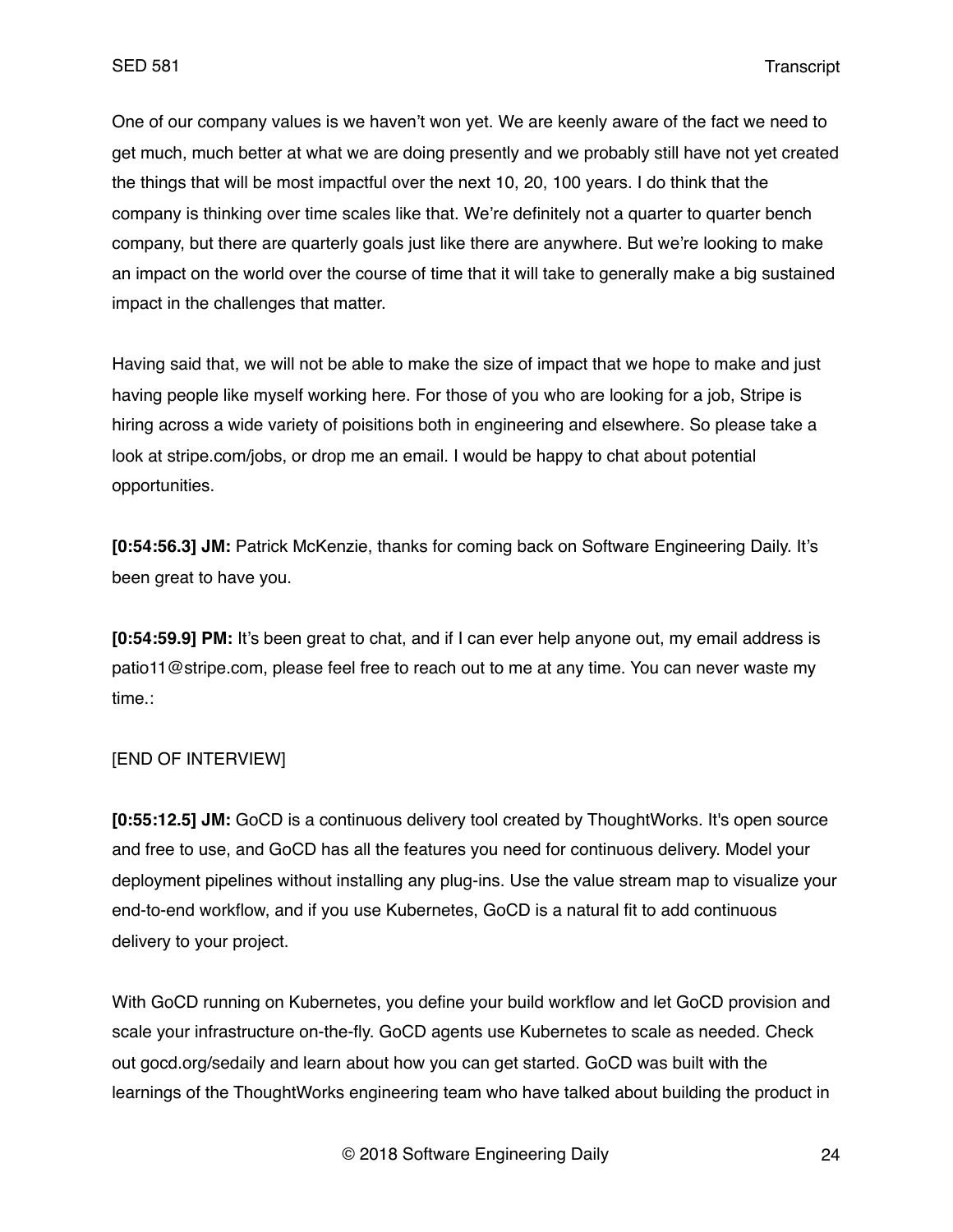One of our company values is we haven't won yet. We are keenly aware of the fact we need to get much, much better at what we are doing presently and we probably still have not yet created the things that will be most impactful over the next 10, 20, 100 years. I do think that the company is thinking over time scales like that. We're definitely not a quarter to quarter bench company, but there are quarterly goals just like there are anywhere. But we're looking to make an impact on the world over the course of time that it will take to generally make a big sustained impact in the challenges that matter.

Having said that, we will not be able to make the size of impact that we hope to make and just having people like myself working here. For those of you who are looking for a job, Stripe is hiring across a wide variety of poisitions both in engineering and elsewhere. So please take a look at stripe.com/jobs, or drop me an email. I would be happy to chat about potential opportunities.

**[0:54:56.3] JM:** Patrick McKenzie, thanks for coming back on Software Engineering Daily. It's been great to have you.

**[0:54:59.9] PM:** It's been great to chat, and if I can ever help anyone out, my email address is patio11@stripe.com, please feel free to reach out to me at any time. You can never waste my time.:

[END OF INTERVIEW]

**[0:55:12.5] JM:** GoCD is a continuous delivery tool created by ThoughtWorks. It's open source and free to use, and GoCD has all the features you need for continuous delivery. Model your deployment pipelines without installing any plug-ins. Use the value stream map to visualize your end-to-end workflow, and if you use Kubernetes, GoCD is a natural fit to add continuous delivery to your project.

With GoCD running on Kubernetes, you define your build workflow and let GoCD provision and scale your infrastructure on-the-fly. GoCD agents use Kubernetes to scale as needed. Check out gocd.org/sedaily and learn about how you can get started. GoCD was built with the learnings of the ThoughtWorks engineering team who have talked about building the product in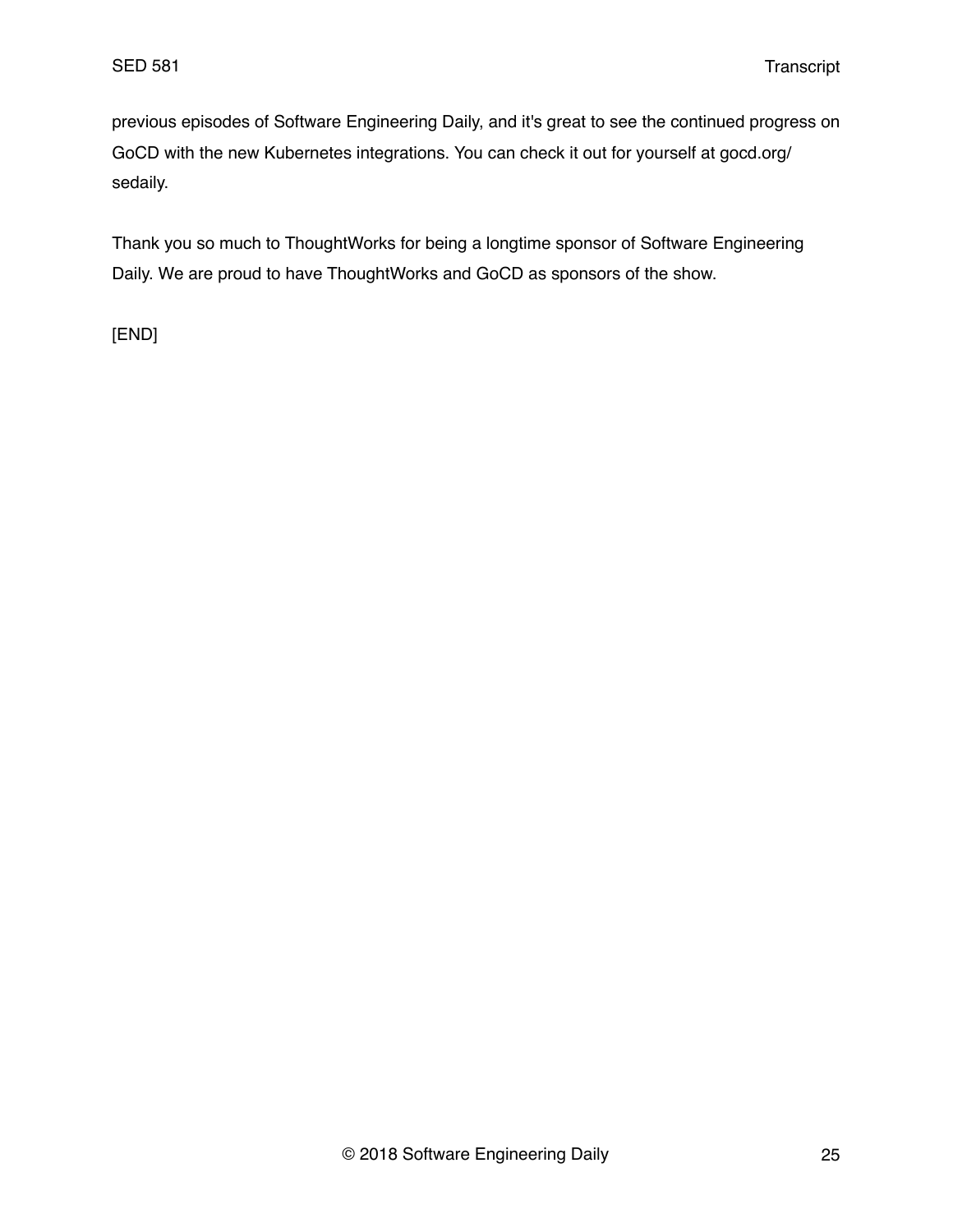previous episodes of Software Engineering Daily, and it's great to see the continued progress on GoCD with the new Kubernetes integrations. You can check it out for yourself at gocd.org/sedaily.

Thank you so much to ThoughtWorks for being a longtime sponsor of Software Engineering Daily. We are proud to have ThoughtWorks and GoCD as sponsors of the show.

[END]